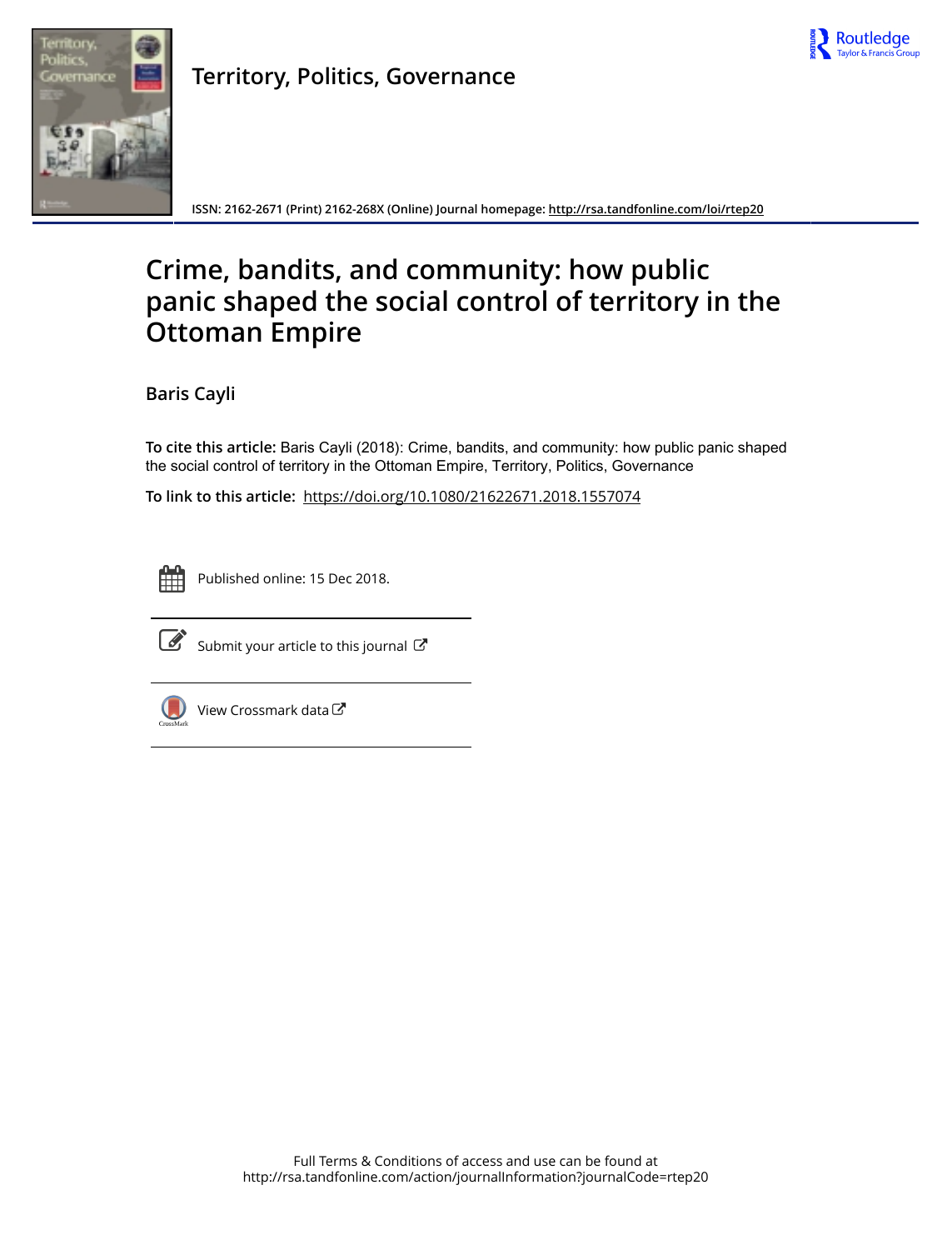Territory, Politics, Governance

ISSN: 2162-2671 (Print) 2162-268X (Online) Journal homepage: http://rsa.tandfonline.com/loi/rtep20

# Crime, bandits, and community: how public panic shaped the social control of territory in the Ottoman Empire

**Baris Cayli**

**To cite this article:** Baris Cayli (2018): Crime, bandits, and community: how public panic shaped the social control of territory in the Ottoman Empire, Territory, Politics, Governance

**To link to this article:** https://doi.org/10.1080/21622671.2018.1557074

Published online: 15 Dec 2018.

Submit your article to this journal

View Crossmark data

Full Terms & Conditions of access and use can be found at
http://rsa.tandfonline.com/action/journalInformation?journalCode=rtep20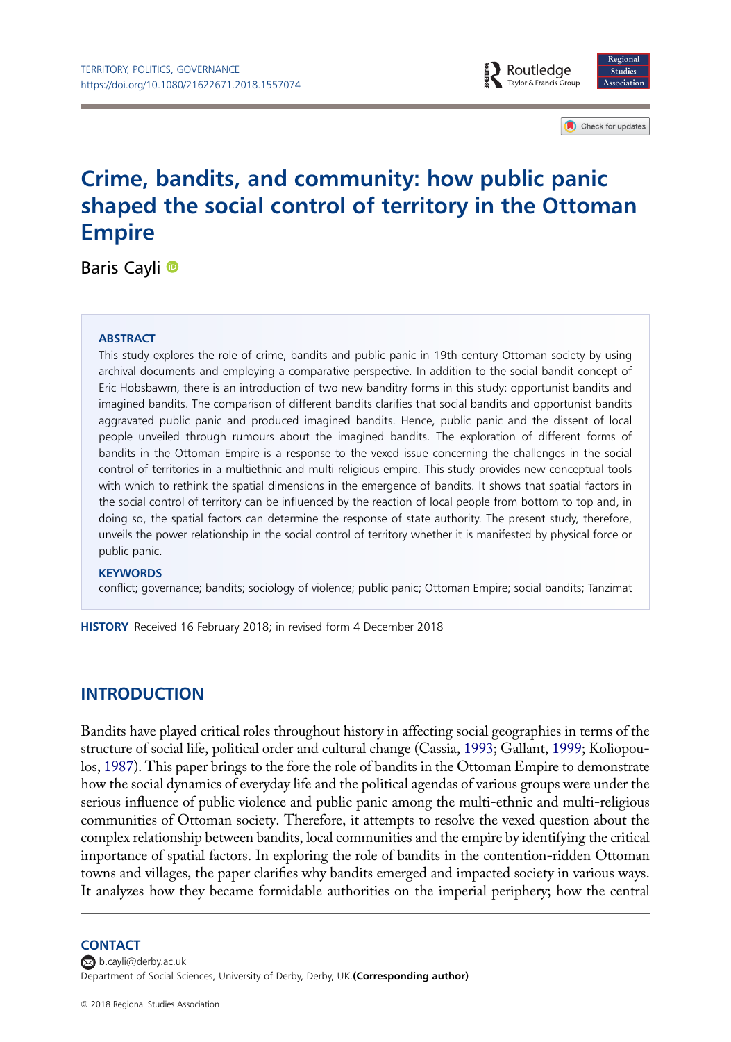# Crime, bandits, and community: how public panic shaped the social control of territory in the Ottoman Empire

Baris Cayli

## ABSTRACT

This study explores the role of crime, bandits and public panic in 19th-century Ottoman society by using archival documents and employing a comparative perspective. In addition to the social bandit concept of Eric Hobsbawm, there is an introduction of two new banditry forms in this study: opportunist bandits and imagined bandits. The comparison of different bandits clarifies that social bandits and opportunist bandits aggravated public panic and produced imagined bandits. Hence, public panic and the dissent of local people unveiled through rumours about the imagined bandits. The exploration of different forms of bandits in the Ottoman Empire is a response to the vexed issue concerning the challenges in the social control of territories in a multiethnic and multi-religious empire. This study provides new conceptual tools with which to rethink the spatial dimensions in the emergence of bandits. It shows that spatial factors in the social control of territory can be influenced by the reaction of local people from bottom to top and, in doing so, the spatial factors can determine the response of state authority. The present study, therefore, unveils the power relationship in the social control of territory whether it is manifested by physical force or public panic.

## KEYWORDS

conflict; governance; bandits; sociology of violence; public panic; Ottoman Empire; social bandits; Tanzimat

**HISTORY** Received 16 February 2018; in revised form 4 December 2018

## INTRODUCTION

Bandits have played critical roles throughout history in affecting social geographies in terms of the structure of social life, political order and cultural change (Cassia, 1993; Gallant, 1999; Koliopoulos, 1987). This paper brings to the fore the role of bandits in the Ottoman Empire to demonstrate how the social dynamics of everyday life and the political agendas of various groups were under the serious influence of public violence and public panic among the multi-ethnic and multi-religious communities of Ottoman society. Therefore, it attempts to resolve the vexed question about the complex relationship between bandits, local communities and the empire by identifying the critical importance of spatial factors. In exploring the role of bandits in the contention-ridden Ottoman towns and villages, the paper clarifies why bandits emerged and impacted society in various ways. It analyzes how they became formidable authorities on the imperial periphery; how the central

---

**CONTACT** b.cayli@derby.ac.uk
Department of Social Sciences, University of Derby, Derby, UK. **(Corresponding author)**

© 2018 Regional Studies Association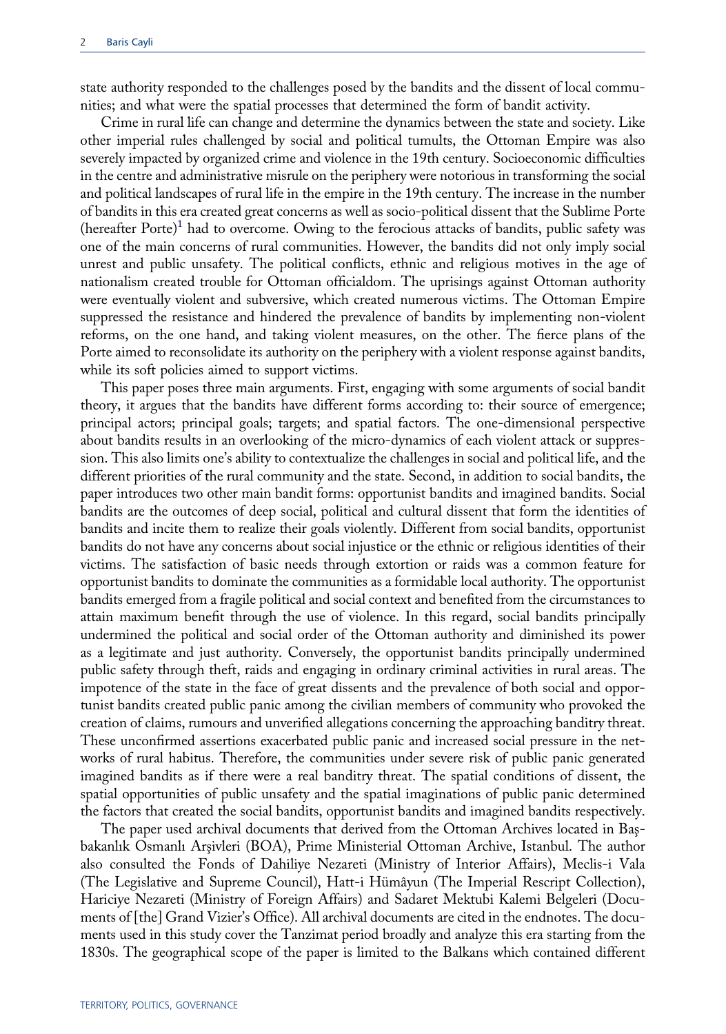state authority responded to the challenges posed by the bandits and the dissent of local communities; and what were the spatial processes that determined the form of bandit activity.

Crime in rural life can change and determine the dynamics between the state and society. Like other imperial rules challenged by social and political tumults, the Ottoman Empire was also severely impacted by organized crime and violence in the 19th century. Socioeconomic difficulties in the centre and administrative misrule on the periphery were notorious in transforming the social and political landscapes of rural life in the empire in the 19th century. The increase in the number of bandits in this era created great concerns as well as socio-political dissent that the Sublime Porte (hereafter Porte)[1] had to overcome. Owing to the ferocious attacks of bandits, public safety was one of the main concerns of rural communities. However, the bandits did not only imply social unrest and public unsafety. The political conflicts, ethnic and religious motives in the age of nationalism created trouble for Ottoman officialdom. The uprisings against Ottoman authority were eventually violent and subversive, which created numerous victims. The Ottoman Empire suppressed the resistance and hindered the prevalence of bandits by implementing non-violent reforms, on the one hand, and taking violent measures, on the other. The fierce plans of the Porte aimed to reconsolidate its authority on the periphery with a violent response against bandits, while its soft policies aimed to support victims.

This paper poses three main arguments. First, engaging with some arguments of social bandit theory, it argues that the bandits have different forms according to: their source of emergence; principal actors; principal goals; targets; and spatial factors. The one-dimensional perspective about bandits results in an overlooking of the micro-dynamics of each violent attack or suppression. This also limits one's ability to contextualize the challenges in social and political life, and the different priorities of the rural community and the state. Second, in addition to social bandits, the paper introduces two other main bandit forms: opportunist bandits and imagined bandits. Social bandits are the outcomes of deep social, political and cultural dissent that form the identities of bandits and incite them to realize their goals violently. Different from social bandits, opportunist bandits do not have any concerns about social injustice or the ethnic or religious identities of their victims. The satisfaction of basic needs through extortion or raids was a common feature for opportunist bandits to dominate the communities as a formidable local authority. The opportunist bandits emerged from a fragile political and social context and benefited from the circumstances to attain maximum benefit through the use of violence. In this regard, social bandits principally undermined the political and social order of the Ottoman authority and diminished its power as a legitimate and just authority. Conversely, the opportunist bandits principally undermined public safety through theft, raids and engaging in ordinary criminal activities in rural areas. The impotence of the state in the face of great dissents and the prevalence of both social and opportunist bandits created public panic among the civilian members of community who provoked the creation of claims, rumours and unverified allegations concerning the approaching banditry threat. These unconfirmed assertions exacerbated public panic and increased social pressure in the networks of rural habitus. Therefore, the communities under severe risk of public panic generated imagined bandits as if there were a real banditry threat. The spatial conditions of dissent, the spatial opportunities of public unsafety and the spatial imaginations of public panic determined the factors that created the social bandits, opportunist bandits and imagined bandits respectively.

The paper used archival documents that derived from the Ottoman Archives located in Başbakanlık Osmanlı Arşivleri (BOA), Prime Ministerial Ottoman Archive, Istanbul. The author also consulted the Fonds of Dahiliye Nezareti (Ministry of Interior Affairs), Meclis-i Vala (The Legislative and Supreme Council), Hatt-i Hümâyun (The Imperial Rescript Collection), Hariciye Nezareti (Ministry of Foreign Affairs) and Sadaret Mektubi Kalemi Belgeleri (Documents of [the] Grand Vizier's Office). All archival documents are cited in the endnotes. The documents used in this study cover the Tanzimat period broadly and analyze this era starting from the 1830s. The geographical scope of the paper is limited to the Balkans which contained different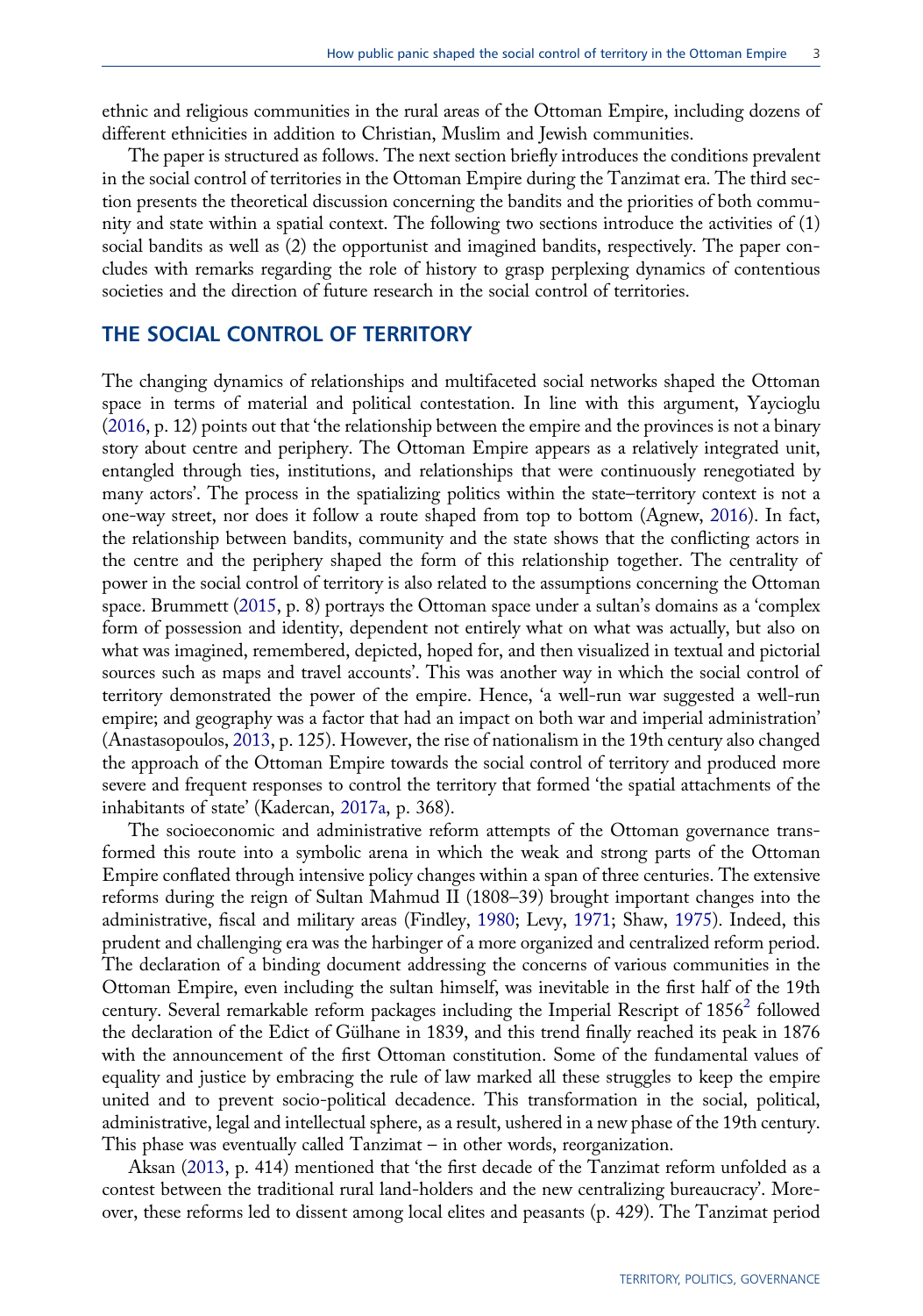ethnic and religious communities in the rural areas of the Ottoman Empire, including dozens of different ethnicities in addition to Christian, Muslim and Jewish communities.

The paper is structured as follows. The next section briefly introduces the conditions prevalent in the social control of territories in the Ottoman Empire during the Tanzimat era. The third section presents the theoretical discussion concerning the bandits and the priorities of both community and state within a spatial context. The following two sections introduce the activities of (1) social bandits as well as (2) the opportunist and imagined bandits, respectively. The paper concludes with remarks regarding the role of history to grasp perplexing dynamics of contentious societies and the direction of future research in the social control of territories.

## THE SOCIAL CONTROL OF TERRITORY

The changing dynamics of relationships and multifaceted social networks shaped the Ottoman space in terms of material and political contestation. In line with this argument, Yaycioglu (2016, p. 12) points out that 'the relationship between the empire and the provinces is not a binary story about centre and periphery. The Ottoman Empire appears as a relatively integrated unit, entangled through ties, institutions, and relationships that were continuously renegotiated by many actors'. The process in the spatializing politics within the state–territory context is not a one-way street, nor does it follow a route shaped from top to bottom (Agnew, 2016). In fact, the relationship between bandits, community and the state shows that the conflicting actors in the centre and the periphery shaped the form of this relationship together. The centrality of power in the social control of territory is also related to the assumptions concerning the Ottoman space. Brummett (2015, p. 8) portrays the Ottoman space under a sultan's domains as a 'complex form of possession and identity, dependent not entirely what on what was actually, but also on what was imagined, remembered, depicted, hoped for, and then visualized in textual and pictorial sources such as maps and travel accounts'. This was another way in which the social control of territory demonstrated the power of the empire. Hence, 'a well-run war suggested a well-run empire; and geography was a factor that had an impact on both war and imperial administration' (Anastasopoulos, 2013, p. 125). However, the rise of nationalism in the 19th century also changed the approach of the Ottoman Empire towards the social control of territory and produced more severe and frequent responses to control the territory that formed 'the spatial attachments of the inhabitants of state' (Kadercan, 2017a, p. 368).

The socioeconomic and administrative reform attempts of the Ottoman governance transformed this route into a symbolic arena in which the weak and strong parts of the Ottoman Empire conflated through intensive policy changes within a span of three centuries. The extensive reforms during the reign of Sultan Mahmud II (1808–39) brought important changes into the administrative, fiscal and military areas (Findley, 1980; Levy, 1971; Shaw, 1975). Indeed, this prudent and challenging era was the harbinger of a more organized and centralized reform period. The declaration of a binding document addressing the concerns of various communities in the Ottoman Empire, even including the sultan himself, was inevitable in the first half of the 19th century. Several remarkable reform packages including the Imperial Rescript of 1856[2] followed the declaration of the Edict of Gülhane in 1839, and this trend finally reached its peak in 1876 with the announcement of the first Ottoman constitution. Some of the fundamental values of equality and justice by embracing the rule of law marked all these struggles to keep the empire united and to prevent socio-political decadence. This transformation in the social, political, administrative, legal and intellectual sphere, as a result, ushered in a new phase of the 19th century. This phase was eventually called Tanzimat – in other words, reorganization.

Aksan (2013, p. 414) mentioned that 'the first decade of the Tanzimat reform unfolded as a contest between the traditional rural land-holders and the new centralizing bureaucracy'. Moreover, these reforms led to dissent among local elites and peasants (p. 429). The Tanzimat period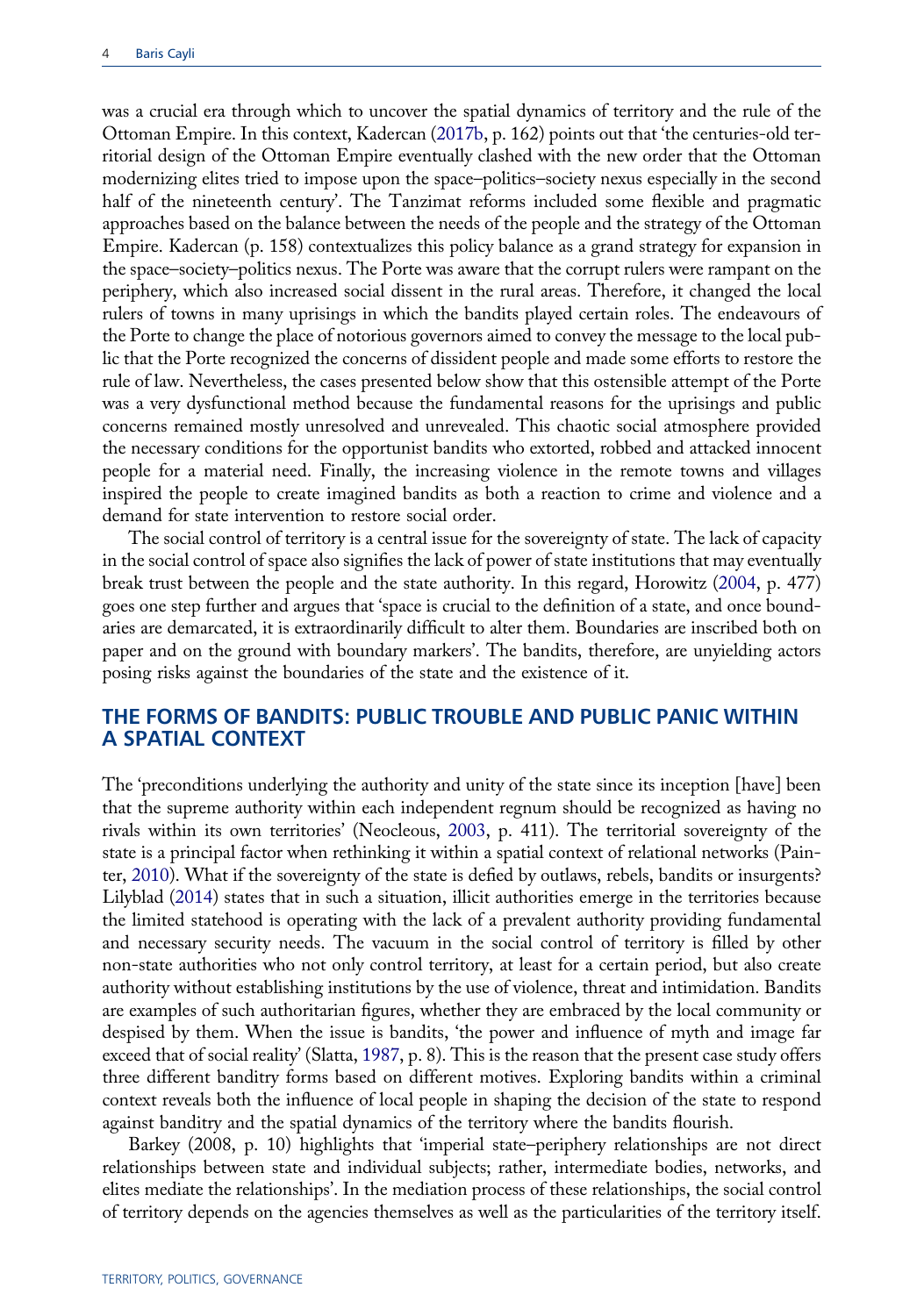was a crucial era through which to uncover the spatial dynamics of territory and the rule of the Ottoman Empire. In this context, Kadercan (2017b, p. 162) points out that 'the centuries-old territorial design of the Ottoman Empire eventually clashed with the new order that the Ottoman modernizing elites tried to impose upon the space–politics–society nexus especially in the second half of the nineteenth century'. The Tanzimat reforms included some flexible and pragmatic approaches based on the balance between the needs of the people and the strategy of the Ottoman Empire. Kadercan (p. 158) contextualizes this policy balance as a grand strategy for expansion in the space–society–politics nexus. The Porte was aware that the corrupt rulers were rampant on the periphery, which also increased social dissent in the rural areas. Therefore, it changed the local rulers of towns in many uprisings in which the bandits played certain roles. The endeavours of the Porte to change the place of notorious governors aimed to convey the message to the local public that the Porte recognized the concerns of dissident people and made some efforts to restore the rule of law. Nevertheless, the cases presented below show that this ostensible attempt of the Porte was a very dysfunctional method because the fundamental reasons for the uprisings and public concerns remained mostly unresolved and unrevealed. This chaotic social atmosphere provided the necessary conditions for the opportunist bandits who extorted, robbed and attacked innocent people for a material need. Finally, the increasing violence in the remote towns and villages inspired the people to create imagined bandits as both a reaction to crime and violence and a demand for state intervention to restore social order.

The social control of territory is a central issue for the sovereignty of state. The lack of capacity in the social control of space also signifies the lack of power of state institutions that may eventually break trust between the people and the state authority. In this regard, Horowitz (2004, p. 477) goes one step further and argues that 'space is crucial to the definition of a state, and once boundaries are demarcated, it is extraordinarily difficult to alter them. Boundaries are inscribed both on paper and on the ground with boundary markers'. The bandits, therefore, are unyielding actors posing risks against the boundaries of the state and the existence of it.

## THE FORMS OF BANDITS: PUBLIC TROUBLE AND PUBLIC PANIC WITHIN A SPATIAL CONTEXT

The 'preconditions underlying the authority and unity of the state since its inception [have] been that the supreme authority within each independent regnum should be recognized as having no rivals within its own territories' (Neocleous, 2003, p. 411). The territorial sovereignty of the state is a principal factor when rethinking it within a spatial context of relational networks (Painter, 2010). What if the sovereignty of the state is defied by outlaws, rebels, bandits or insurgents? Lilyblad (2014) states that in such a situation, illicit authorities emerge in the territories because the limited statehood is operating with the lack of a prevalent authority providing fundamental and necessary security needs. The vacuum in the social control of territory is filled by other non-state authorities who not only control territory, at least for a certain period, but also create authority without establishing institutions by the use of violence, threat and intimidation. Bandits are examples of such authoritarian figures, whether they are embraced by the local community or despised by them. When the issue is bandits, 'the power and influence of myth and image far exceed that of social reality' (Slatta, 1987, p. 8). This is the reason that the present case study offers three different banditry forms based on different motives. Exploring bandits within a criminal context reveals both the influence of local people in shaping the decision of the state to respond against banditry and the spatial dynamics of the territory where the bandits flourish.

Barkey (2008, p. 10) highlights that 'imperial state–periphery relationships are not direct relationships between state and individual subjects; rather, intermediate bodies, networks, and elites mediate the relationships'. In the mediation process of these relationships, the social control of territory depends on the agencies themselves as well as the particularities of the territory itself.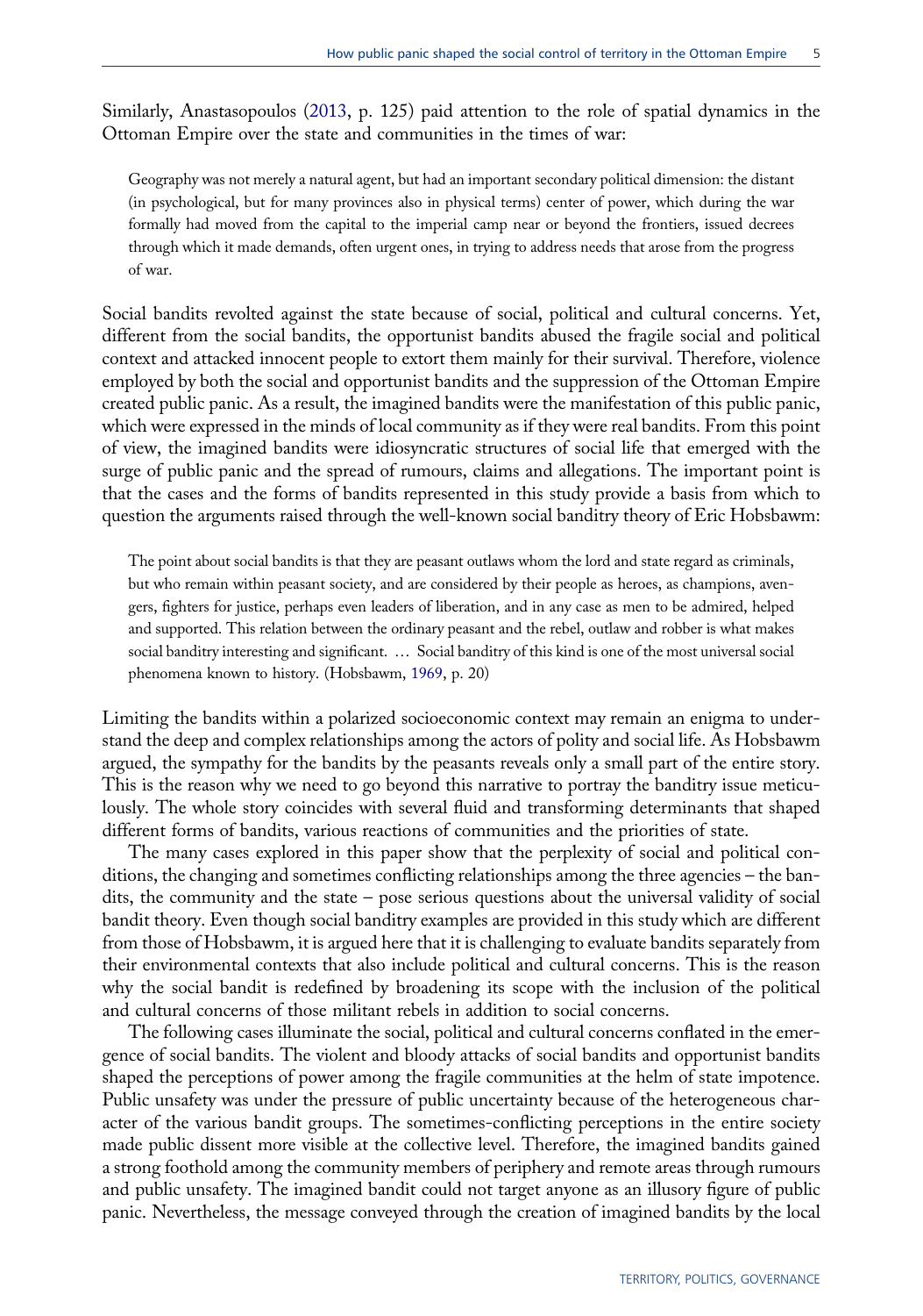Similarly, Anastasopoulos (2013, p. 125) paid attention to the role of spatial dynamics in the Ottoman Empire over the state and communities in the times of war:

> Geography was not merely a natural agent, but had an important secondary political dimension: the distant (in psychological, but for many provinces also in physical terms) center of power, which during the war formally had moved from the capital to the imperial camp near or beyond the frontiers, issued decrees through which it made demands, often urgent ones, in trying to address needs that arose from the progress of war.

Social bandits revolted against the state because of social, political and cultural concerns. Yet, different from the social bandits, the opportunist bandits abused the fragile social and political context and attacked innocent people to extort them mainly for their survival. Therefore, violence employed by both the social and opportunist bandits and the suppression of the Ottoman Empire created public panic. As a result, the imagined bandits were the manifestation of this public panic, which were expressed in the minds of local community as if they were real bandits. From this point of view, the imagined bandits were idiosyncratic structures of social life that emerged with the surge of public panic and the spread of rumours, claims and allegations. The important point is that the cases and the forms of bandits represented in this study provide a basis from which to question the arguments raised through the well-known social banditry theory of Eric Hobsbawm:

> The point about social bandits is that they are peasant outlaws whom the lord and state regard as criminals, but who remain within peasant society, and are considered by their people as heroes, as champions, avengers, fighters for justice, perhaps even leaders of liberation, and in any case as men to be admired, helped and supported. This relation between the ordinary peasant and the rebel, outlaw and robber is what makes social banditry interesting and significant. … Social banditry of this kind is one of the most universal social phenomena known to history. (Hobsbawm, 1969, p. 20)

Limiting the bandits within a polarized socioeconomic context may remain an enigma to understand the deep and complex relationships among the actors of polity and social life. As Hobsbawm argued, the sympathy for the bandits by the peasants reveals only a small part of the entire story. This is the reason why we need to go beyond this narrative to portray the banditry issue meticulously. The whole story coincides with several fluid and transforming determinants that shaped different forms of bandits, various reactions of communities and the priorities of state.

The many cases explored in this paper show that the perplexity of social and political conditions, the changing and sometimes conflicting relationships among the three agencies – the bandits, the community and the state – pose serious questions about the universal validity of social bandit theory. Even though social banditry examples are provided in this study which are different from those of Hobsbawm, it is argued here that it is challenging to evaluate bandits separately from their environmental contexts that also include political and cultural concerns. This is the reason why the social bandit is redefined by broadening its scope with the inclusion of the political and cultural concerns of those militant rebels in addition to social concerns.

The following cases illuminate the social, political and cultural concerns conflated in the emergence of social bandits. The violent and bloody attacks of social bandits and opportunist bandits shaped the perceptions of power among the fragile communities at the helm of state impotence. Public unsafety was under the pressure of public uncertainty because of the heterogeneous character of the various bandit groups. The sometimes-conflicting perceptions in the entire society made public dissent more visible at the collective level. Therefore, the imagined bandits gained a strong foothold among the community members of periphery and remote areas through rumours and public unsafety. The imagined bandit could not target anyone as an illusory figure of public panic. Nevertheless, the message conveyed through the creation of imagined bandits by the local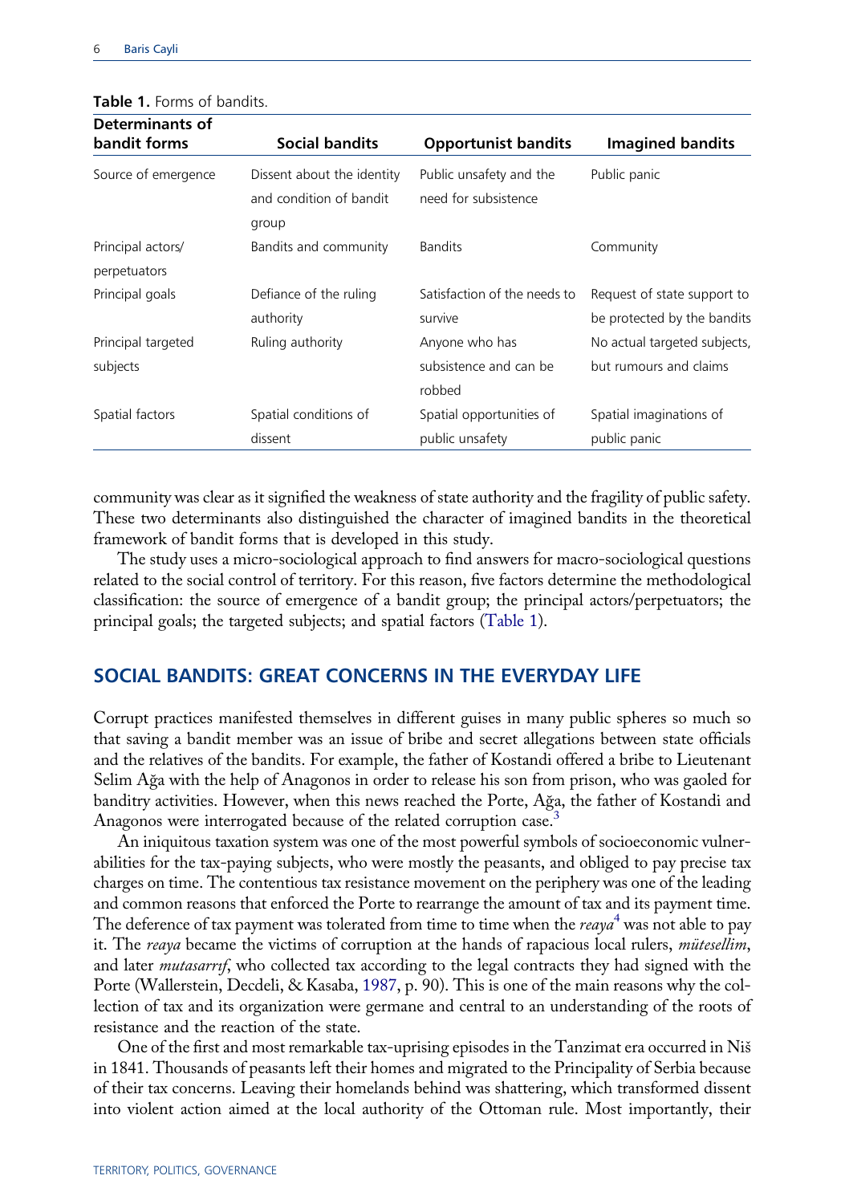**Table 1.** Forms of bandits.

| Determinants of bandit forms | Social bandits | Opportunist bandits | Imagined bandits |
|---|---|---|---|
| Source of emergence | Dissent about the identity and condition of bandit group | Public unsafety and the need for subsistence | Public panic |
| Principal actors/ perpetuators | Bandits and community | Bandits | Community |
| Principal goals | Defiance of the ruling authority | Satisfaction of the needs to survive | Request of state support to be protected by the bandits |
| Principal targeted subjects | Ruling authority | Anyone who has subsistence and can be robbed | No actual targeted subjects, but rumours and claims |
| Spatial factors | Spatial conditions of dissent | Spatial opportunities of public unsafety | Spatial imaginations of public panic |

community was clear as it signified the weakness of state authority and the fragility of public safety. These two determinants also distinguished the character of imagined bandits in the theoretical framework of bandit forms that is developed in this study.

The study uses a micro-sociological approach to find answers for macro-sociological questions related to the social control of territory. For this reason, five factors determine the methodological classification: the source of emergence of a bandit group; the principal actors/perpetuators; the principal goals; the targeted subjects; and spatial factors (Table 1).

## SOCIAL BANDITS: GREAT CONCERNS IN THE EVERYDAY LIFE

Corrupt practices manifested themselves in different guises in many public spheres so much so that saving a bandit member was an issue of bribe and secret allegations between state officials and the relatives of the bandits. For example, the father of Kostandi offered a bribe to Lieutenant Selim Ağa with the help of Anagonos in order to release his son from prison, who was gaoled for banditry activities. However, when this news reached the Porte, Ağa, the father of Kostandi and Anagonos were interrogated because of the related corruption case.[3]

An iniquitous taxation system was one of the most powerful symbols of socioeconomic vulnerabilities for the tax-paying subjects, who were mostly the peasants, and obliged to pay precise tax charges on time. The contentious tax resistance movement on the periphery was one of the leading and common reasons that enforced the Porte to rearrange the amount of tax and its payment time. The deference of tax payment was tolerated from time to time when the *reaya*[4] was not able to pay it. The *reaya* became the victims of corruption at the hands of rapacious local rulers, *mütesellim*, and later *mutasarrıf*, who collected tax according to the legal contracts they had signed with the Porte (Wallerstein, Decdeli, & Kasaba, 1987, p. 90). This is one of the main reasons why the collection of tax and its organization were germane and central to an understanding of the roots of resistance and the reaction of the state.

One of the first and most remarkable tax-uprising episodes in the Tanzimat era occurred in Niš in 1841. Thousands of peasants left their homes and migrated to the Principality of Serbia because of their tax concerns. Leaving their homelands behind was shattering, which transformed dissent into violent action aimed at the local authority of the Ottoman rule. Most importantly, their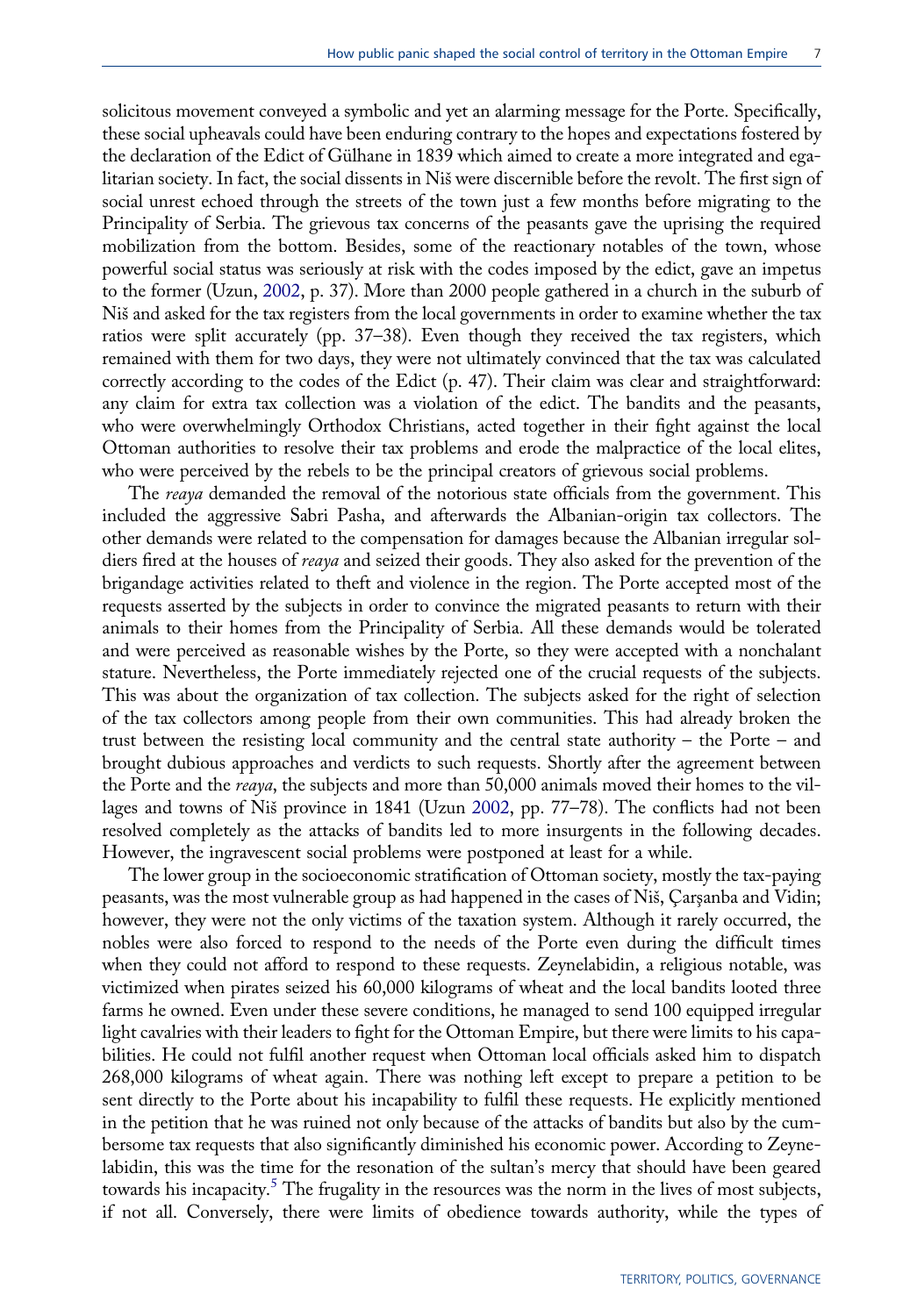solicitous movement conveyed a symbolic and yet an alarming message for the Porte. Specifically, these social upheavals could have been enduring contrary to the hopes and expectations fostered by the declaration of the Edict of Gülhane in 1839 which aimed to create a more integrated and egalitarian society. In fact, the social dissents in Niš were discernible before the revolt. The first sign of social unrest echoed through the streets of the town just a few months before migrating to the Principality of Serbia. The grievous tax concerns of the peasants gave the uprising the required mobilization from the bottom. Besides, some of the reactionary notables of the town, whose powerful social status was seriously at risk with the codes imposed by the edict, gave an impetus to the former (Uzun, 2002, p. 37). More than 2000 people gathered in a church in the suburb of Niš and asked for the tax registers from the local governments in order to examine whether the tax ratios were split accurately (pp. 37–38). Even though they received the tax registers, which remained with them for two days, they were not ultimately convinced that the tax was calculated correctly according to the codes of the Edict (p. 47). Their claim was clear and straightforward: any claim for extra tax collection was a violation of the edict. The bandits and the peasants, who were overwhelmingly Orthodox Christians, acted together in their fight against the local Ottoman authorities to resolve their tax problems and erode the malpractice of the local elites, who were perceived by the rebels to be the principal creators of grievous social problems.

The *reaya* demanded the removal of the notorious state officials from the government. This included the aggressive Sabri Pasha, and afterwards the Albanian-origin tax collectors. The other demands were related to the compensation for damages because the Albanian irregular soldiers fired at the houses of *reaya* and seized their goods. They also asked for the prevention of the brigandage activities related to theft and violence in the region. The Porte accepted most of the requests asserted by the subjects in order to convince the migrated peasants to return with their animals to their homes from the Principality of Serbia. All these demands would be tolerated and were perceived as reasonable wishes by the Porte, so they were accepted with a nonchalant stature. Nevertheless, the Porte immediately rejected one of the crucial requests of the subjects. This was about the organization of tax collection. The subjects asked for the right of selection of the tax collectors among people from their own communities. This had already broken the trust between the resisting local community and the central state authority – the Porte – and brought dubious approaches and verdicts to such requests. Shortly after the agreement between the Porte and the *reaya*, the subjects and more than 50,000 animals moved their homes to the villages and towns of Niš province in 1841 (Uzun 2002, pp. 77–78). The conflicts had not been resolved completely as the attacks of bandits led to more insurgents in the following decades. However, the ingravescent social problems were postponed at least for a while.

The lower group in the socioeconomic stratification of Ottoman society, mostly the tax-paying peasants, was the most vulnerable group as had happened in the cases of Niš, Çarşanba and Vidin; however, they were not the only victims of the taxation system. Although it rarely occurred, the nobles were also forced to respond to the needs of the Porte even during the difficult times when they could not afford to respond to these requests. Zeynelabidin, a religious notable, was victimized when pirates seized his 60,000 kilograms of wheat and the local bandits looted three farms he owned. Even under these severe conditions, he managed to send 100 equipped irregular light cavalries with their leaders to fight for the Ottoman Empire, but there were limits to his capabilities. He could not fulfil another request when Ottoman local officials asked him to dispatch 268,000 kilograms of wheat again. There was nothing left except to prepare a petition to be sent directly to the Porte about his incapability to fulfil these requests. He explicitly mentioned in the petition that he was ruined not only because of the attacks of bandits but also by the cumbersome tax requests that also significantly diminished his economic power. According to Zeynelabidin, this was the time for the resonation of the sultan's mercy that should have been geared towards his incapacity.[5] The frugality in the resources was the norm in the lives of most subjects, if not all. Conversely, there were limits of obedience towards authority, while the types of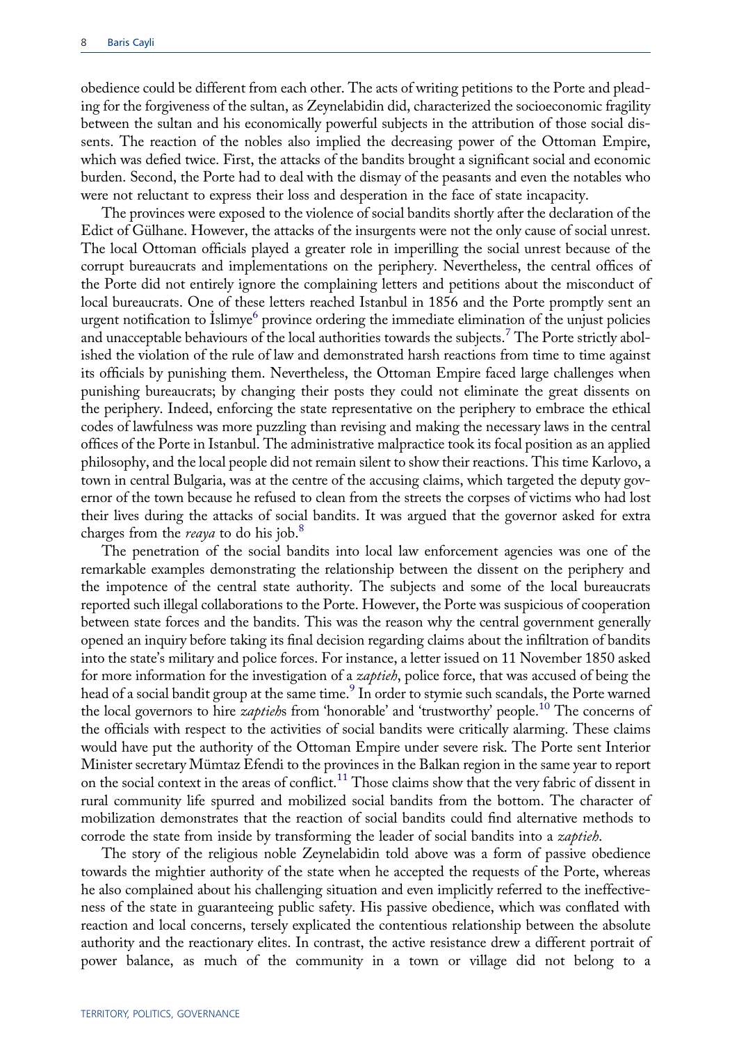obedience could be different from each other. The acts of writing petitions to the Porte and pleading for the forgiveness of the sultan, as Zeynelabidin did, characterized the socioeconomic fragility between the sultan and his economically powerful subjects in the attribution of those social dissents. The reaction of the nobles also implied the decreasing power of the Ottoman Empire, which was defied twice. First, the attacks of the bandits brought a significant social and economic burden. Second, the Porte had to deal with the dismay of the peasants and even the notables who were not reluctant to express their loss and desperation in the face of state incapacity.

The provinces were exposed to the violence of social bandits shortly after the declaration of the Edict of Gülhane. However, the attacks of the insurgents were not the only cause of social unrest. The local Ottoman officials played a greater role in imperilling the social unrest because of the corrupt bureaucrats and implementations on the periphery. Nevertheless, the central offices of the Porte did not entirely ignore the complaining letters and petitions about the misconduct of local bureaucrats. One of these letters reached Istanbul in 1856 and the Porte promptly sent an urgent notification to İslimye[6] province ordering the immediate elimination of the unjust policies and unacceptable behaviours of the local authorities towards the subjects.[7] The Porte strictly abolished the violation of the rule of law and demonstrated harsh reactions from time to time against its officials by punishing them. Nevertheless, the Ottoman Empire faced large challenges when punishing bureaucrats; by changing their posts they could not eliminate the great dissents on the periphery. Indeed, enforcing the state representative on the periphery to embrace the ethical codes of lawfulness was more puzzling than revising and making the necessary laws in the central offices of the Porte in Istanbul. The administrative malpractice took its focal position as an applied philosophy, and the local people did not remain silent to show their reactions. This time Karlovo, a town in central Bulgaria, was at the centre of the accusing claims, which targeted the deputy governor of the town because he refused to clean from the streets the corpses of victims who had lost their lives during the attacks of social bandits. It was argued that the governor asked for extra charges from the *reaya* to do his job.[8]

The penetration of the social bandits into local law enforcement agencies was one of the remarkable examples demonstrating the relationship between the dissent on the periphery and the impotence of the central state authority. The subjects and some of the local bureaucrats reported such illegal collaborations to the Porte. However, the Porte was suspicious of cooperation between state forces and the bandits. This was the reason why the central government generally opened an inquiry before taking its final decision regarding claims about the infiltration of bandits into the state's military and police forces. For instance, a letter issued on 11 November 1850 asked for more information for the investigation of a *zaptieh*, police force, that was accused of being the head of a social bandit group at the same time.[9] In order to stymie such scandals, the Porte warned the local governors to hire *zaptieh*s from 'honorable' and 'trustworthy' people.[10] The concerns of the officials with respect to the activities of social bandits were critically alarming. These claims would have put the authority of the Ottoman Empire under severe risk. The Porte sent Interior Minister secretary Mümtaz Efendi to the provinces in the Balkan region in the same year to report on the social context in the areas of conflict.[11] Those claims show that the very fabric of dissent in rural community life spurred and mobilized social bandits from the bottom. The character of mobilization demonstrates that the reaction of social bandits could find alternative methods to corrode the state from inside by transforming the leader of social bandits into a *zaptieh*.

The story of the religious noble Zeynelabidin told above was a form of passive obedience towards the mightier authority of the state when he accepted the requests of the Porte, whereas he also complained about his challenging situation and even implicitly referred to the ineffectiveness of the state in guaranteeing public safety. His passive obedience, which was conflated with reaction and local concerns, tersely explicated the contentious relationship between the absolute authority and the reactionary elites. In contrast, the active resistance drew a different portrait of power balance, as much of the community in a town or village did not belong to a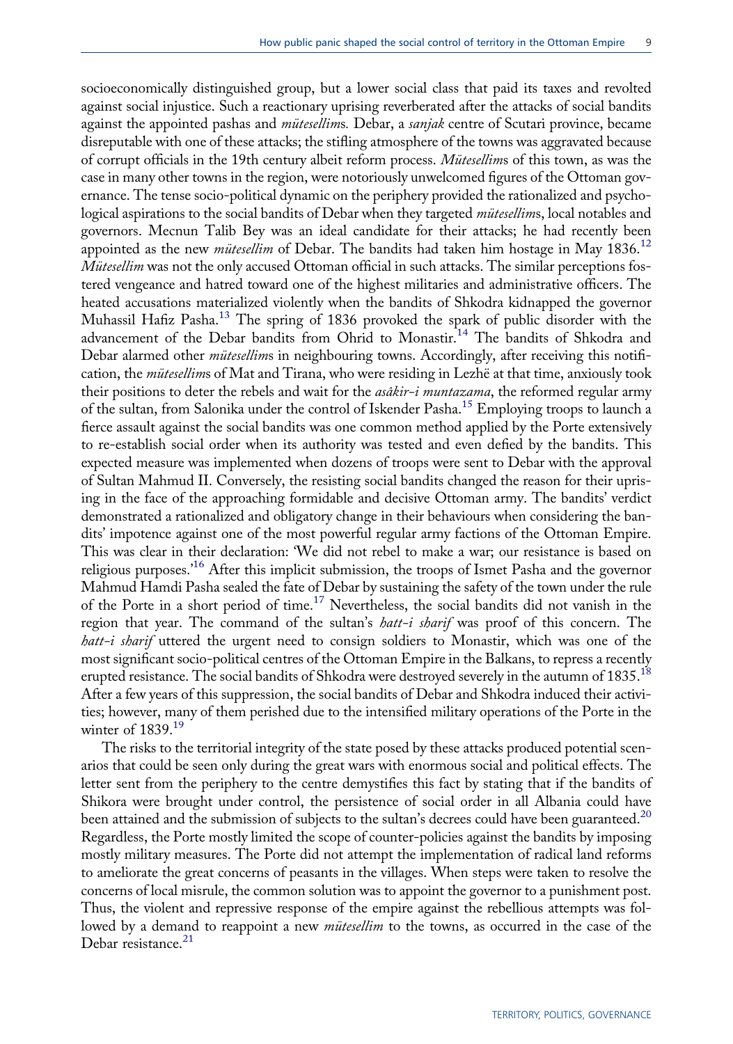socioeconomically distinguished group, but a lower social class that paid its taxes and revolted against social injustice. Such a reactionary uprising reverberated after the attacks of social bandits against the appointed pashas and *mütesellim*s. Debar, a *sanjak* centre of Scutari province, became disreputable with one of these attacks; the stifling atmosphere of the towns was aggravated because of corrupt officials in the 19th century albeit reform process. *Mütesellim*s of this town, as was the case in many other towns in the region, were notoriously unwelcomed figures of the Ottoman governance. The tense socio-political dynamic on the periphery provided the rationalized and psychological aspirations to the social bandits of Debar when they targeted *mütesellim*s, local notables and governors. Mecnun Talib Bey was an ideal candidate for their attacks; he had recently been appointed as the new *mütesellim* of Debar. The bandits had taken him hostage in May 1836.[12] *Mütesellim* was not the only accused Ottoman official in such attacks. The similar perceptions fostered vengeance and hatred toward one of the highest militaries and administrative officers. The heated accusations materialized violently when the bandits of Shkodra kidnapped the governor Muhassil Hafiz Pasha.[13] The spring of 1836 provoked the spark of public disorder with the advancement of the Debar bandits from Ohrid to Monastir.[14] The bandits of Shkodra and Debar alarmed other *mütesellim*s in neighbouring towns. Accordingly, after receiving this notification, the *mütesellim*s of Mat and Tirana, who were residing in Lezhë at that time, anxiously took their positions to deter the rebels and wait for the *asâkir-i muntazama*, the reformed regular army of the sultan, from Salonika under the control of Iskender Pasha.[15] Employing troops to launch a fierce assault against the social bandits was one common method applied by the Porte extensively to re-establish social order when its authority was tested and even defied by the bandits. This expected measure was implemented when dozens of troops were sent to Debar with the approval of Sultan Mahmud II. Conversely, the resisting social bandits changed the reason for their uprising in the face of the approaching formidable and decisive Ottoman army. The bandits' verdict demonstrated a rationalized and obligatory change in their behaviours when considering the bandits' impotence against one of the most powerful regular army factions of the Ottoman Empire. This was clear in their declaration: 'We did not rebel to make a war; our resistance is based on religious purposes.'[16] After this implicit submission, the troops of Ismet Pasha and the governor Mahmud Hamdi Pasha sealed the fate of Debar by sustaining the safety of the town under the rule of the Porte in a short period of time.[17] Nevertheless, the social bandits did not vanish in the region that year. The command of the sultan's *hatt-i sharif* was proof of this concern. The *hatt-i sharif* uttered the urgent need to consign soldiers to Monastir, which was one of the most significant socio-political centres of the Ottoman Empire in the Balkans, to repress a recently erupted resistance. The social bandits of Shkodra were destroyed severely in the autumn of 1835.[18] After a few years of this suppression, the social bandits of Debar and Shkodra induced their activities; however, many of them perished due to the intensified military operations of the Porte in the winter of 1839.[19]

The risks to the territorial integrity of the state posed by these attacks produced potential scenarios that could be seen only during the great wars with enormous social and political effects. The letter sent from the periphery to the centre demystifies this fact by stating that if the bandits of Shikora were brought under control, the persistence of social order in all Albania could have been attained and the submission of subjects to the sultan's decrees could have been guaranteed.[20] Regardless, the Porte mostly limited the scope of counter-policies against the bandits by imposing mostly military measures. The Porte did not attempt the implementation of radical land reforms to ameliorate the great concerns of peasants in the villages. When steps were taken to resolve the concerns of local misrule, the common solution was to appoint the governor to a punishment post. Thus, the violent and repressive response of the empire against the rebellious attempts was followed by a demand to reappoint a new *mütesellim* to the towns, as occurred in the case of the Debar resistance.[21]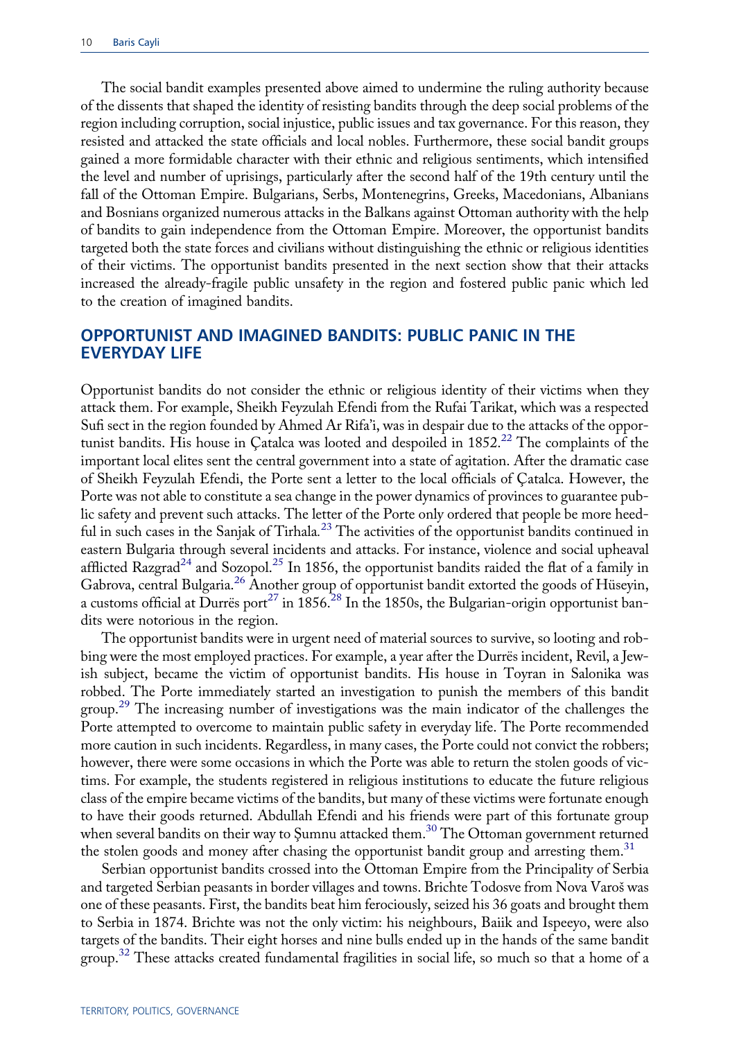The social bandit examples presented above aimed to undermine the ruling authority because of the dissents that shaped the identity of resisting bandits through the deep social problems of the region including corruption, social injustice, public issues and tax governance. For this reason, they resisted and attacked the state officials and local nobles. Furthermore, these social bandit groups gained a more formidable character with their ethnic and religious sentiments, which intensified the level and number of uprisings, particularly after the second half of the 19th century until the fall of the Ottoman Empire. Bulgarians, Serbs, Montenegrins, Greeks, Macedonians, Albanians and Bosnians organized numerous attacks in the Balkans against Ottoman authority with the help of bandits to gain independence from the Ottoman Empire. Moreover, the opportunist bandits targeted both the state forces and civilians without distinguishing the ethnic or religious identities of their victims. The opportunist bandits presented in the next section show that their attacks increased the already-fragile public unsafety in the region and fostered public panic which led to the creation of imagined bandits.

## OPPORTUNIST AND IMAGINED BANDITS: PUBLIC PANIC IN THE EVERYDAY LIFE

Opportunist bandits do not consider the ethnic or religious identity of their victims when they attack them. For example, Sheikh Feyzulah Efendi from the Rufai Tarikat, which was a respected Sufi sect in the region founded by Ahmed Ar Rifa'i, was in despair due to the attacks of the opportunist bandits. His house in Çatalca was looted and despoiled in 1852.[22] The complaints of the important local elites sent the central government into a state of agitation. After the dramatic case of Sheikh Feyzulah Efendi, the Porte sent a letter to the local officials of Çatalca. However, the Porte was not able to constitute a sea change in the power dynamics of provinces to guarantee public safety and prevent such attacks. The letter of the Porte only ordered that people be more heedful in such cases in the Sanjak of Tirhala.[23] The activities of the opportunist bandits continued in eastern Bulgaria through several incidents and attacks. For instance, violence and social upheaval afflicted Razgrad[24] and Sozopol.[25] In 1856, the opportunist bandits raided the flat of a family in Gabrova, central Bulgaria.[26] Another group of opportunist bandit extorted the goods of Hüseyin, a customs official at Durrës port[27] in 1856.[28] In the 1850s, the Bulgarian-origin opportunist bandits were notorious in the region.

The opportunist bandits were in urgent need of material sources to survive, so looting and robbing were the most employed practices. For example, a year after the Durrës incident, Revil, a Jewish subject, became the victim of opportunist bandits. His house in Toyran in Salonika was robbed. The Porte immediately started an investigation to punish the members of this bandit group.[29] The increasing number of investigations was the main indicator of the challenges the Porte attempted to overcome to maintain public safety in everyday life. The Porte recommended more caution in such incidents. Regardless, in many cases, the Porte could not convict the robbers; however, there were some occasions in which the Porte was able to return the stolen goods of victims. For example, the students registered in religious institutions to educate the future religious class of the empire became victims of the bandits, but many of these victims were fortunate enough to have their goods returned. Abdullah Efendi and his friends were part of this fortunate group when several bandits on their way to Şumnu attacked them.[30] The Ottoman government returned the stolen goods and money after chasing the opportunist bandit group and arresting them.[31]

Serbian opportunist bandits crossed into the Ottoman Empire from the Principality of Serbia and targeted Serbian peasants in border villages and towns. Brichte Todosve from Nova Varoš was one of these peasants. First, the bandits beat him ferociously, seized his 36 goats and brought them to Serbia in 1874. Brichte was not the only victim: his neighbours, Baiik and Ispeeyo, were also targets of the bandits. Their eight horses and nine bulls ended up in the hands of the same bandit group.[32] These attacks created fundamental fragilities in social life, so much so that a home of a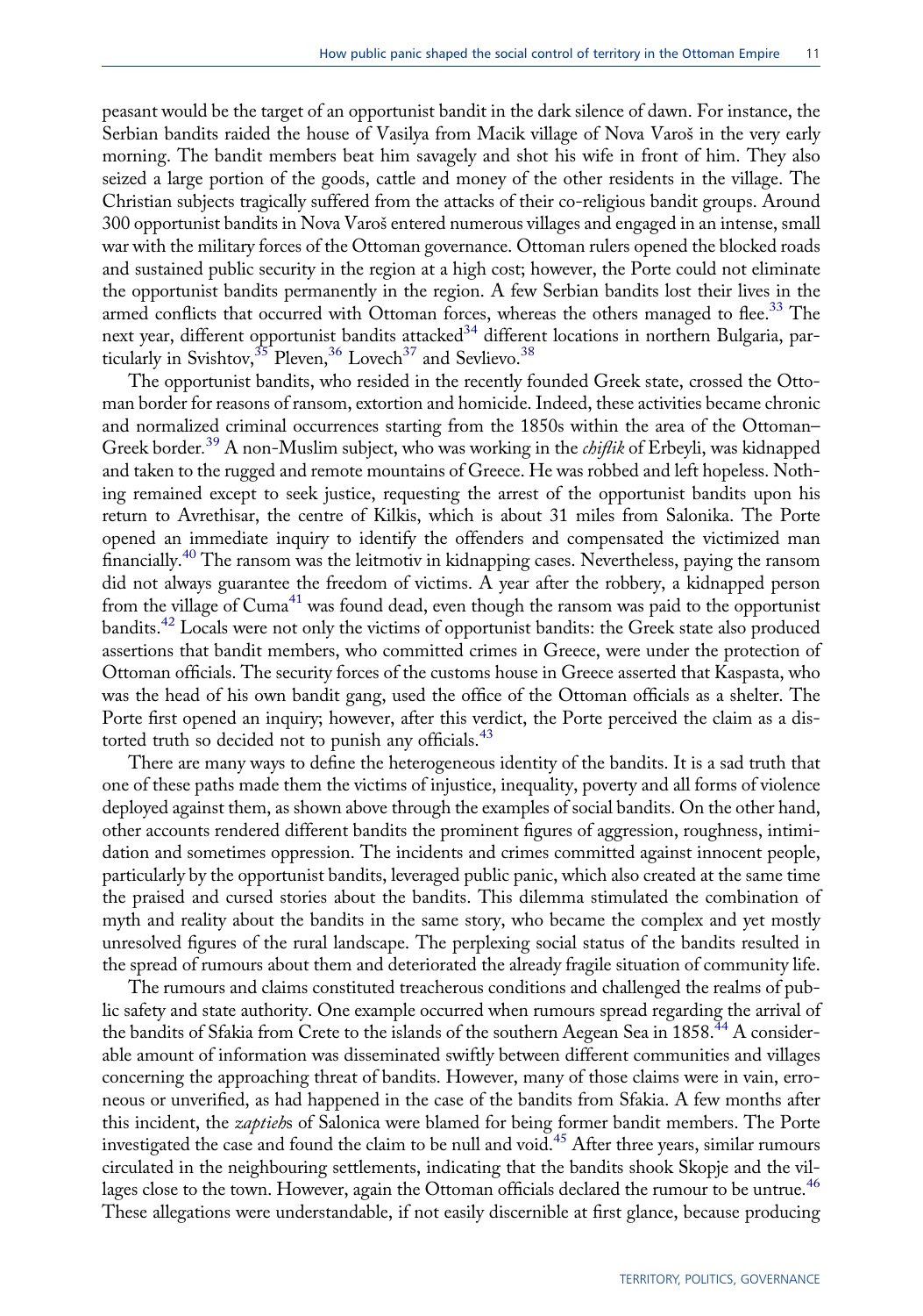peasant would be the target of an opportunist bandit in the dark silence of dawn. For instance, the Serbian bandits raided the house of Vasilya from Macik village of Nova Varoš in the very early morning. The bandit members beat him savagely and shot his wife in front of him. They also seized a large portion of the goods, cattle and money of the other residents in the village. The Christian subjects tragically suffered from the attacks of their co-religious bandit groups. Around 300 opportunist bandits in Nova Varoš entered numerous villages and engaged in an intense, small war with the military forces of the Ottoman governance. Ottoman rulers opened the blocked roads and sustained public security in the region at a high cost; however, the Porte could not eliminate the opportunist bandits permanently in the region. A few Serbian bandits lost their lives in the armed conflicts that occurred with Ottoman forces, whereas the others managed to flee.[33] The next year, different opportunist bandits attacked[34] different locations in northern Bulgaria, particularly in Svishtov,[35] Pleven,[36] Lovech[37] and Sevlievo.[38]

The opportunist bandits, who resided in the recently founded Greek state, crossed the Ottoman border for reasons of ransom, extortion and homicide. Indeed, these activities became chronic and normalized criminal occurrences starting from the 1850s within the area of the Ottoman–Greek border.[39] A non-Muslim subject, who was working in the *chiflik* of Erbeyli, was kidnapped and taken to the rugged and remote mountains of Greece. He was robbed and left hopeless. Nothing remained except to seek justice, requesting the arrest of the opportunist bandits upon his return to Avrethisar, the centre of Kilkis, which is about 31 miles from Salonika. The Porte opened an immediate inquiry to identify the offenders and compensated the victimized man financially.[40] The ransom was the leitmotiv in kidnapping cases. Nevertheless, paying the ransom did not always guarantee the freedom of victims. A year after the robbery, a kidnapped person from the village of Cuma[41] was found dead, even though the ransom was paid to the opportunist bandits.[42] Locals were not only the victims of opportunist bandits: the Greek state also produced assertions that bandit members, who committed crimes in Greece, were under the protection of Ottoman officials. The security forces of the customs house in Greece asserted that Kaspasta, who was the head of his own bandit gang, used the office of the Ottoman officials as a shelter. The Porte first opened an inquiry; however, after this verdict, the Porte perceived the claim as a distorted truth so decided not to punish any officials.[43]

There are many ways to define the heterogeneous identity of the bandits. It is a sad truth that one of these paths made them the victims of injustice, inequality, poverty and all forms of violence deployed against them, as shown above through the examples of social bandits. On the other hand, other accounts rendered different bandits the prominent figures of aggression, roughness, intimidation and sometimes oppression. The incidents and crimes committed against innocent people, particularly by the opportunist bandits, leveraged public panic, which also created at the same time the praised and cursed stories about the bandits. This dilemma stimulated the combination of myth and reality about the bandits in the same story, who became the complex and yet mostly unresolved figures of the rural landscape. The perplexing social status of the bandits resulted in the spread of rumours about them and deteriorated the already fragile situation of community life.

The rumours and claims constituted treacherous conditions and challenged the realms of public safety and state authority. One example occurred when rumours spread regarding the arrival of the bandits of Sfakia from Crete to the islands of the southern Aegean Sea in 1858.[44] A considerable amount of information was disseminated swiftly between different communities and villages concerning the approaching threat of bandits. However, many of those claims were in vain, erroneous or unverified, as had happened in the case of the bandits from Sfakia. A few months after this incident, the *zaptieh*s of Salonica were blamed for being former bandit members. The Porte investigated the case and found the claim to be null and void.[45] After three years, similar rumours circulated in the neighbouring settlements, indicating that the bandits shook Skopje and the villages close to the town. However, again the Ottoman officials declared the rumour to be untrue.[46] These allegations were understandable, if not easily discernible at first glance, because producing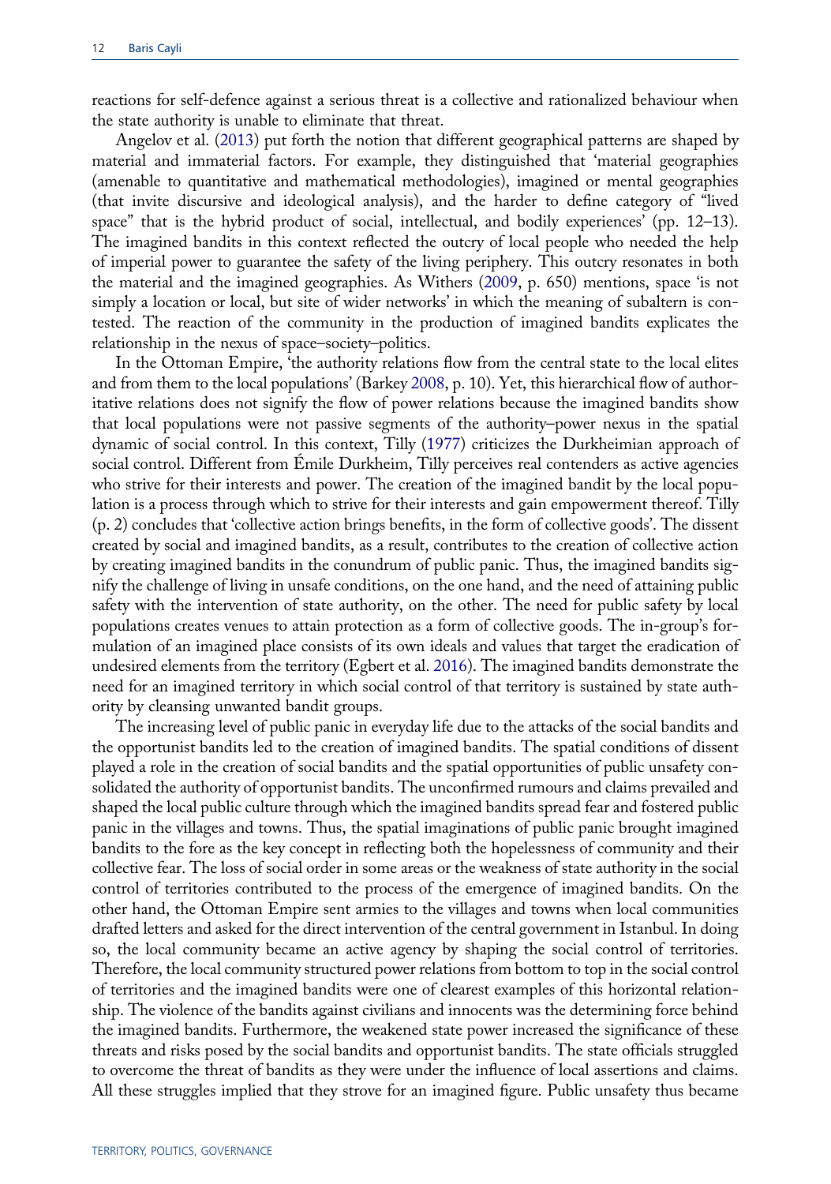reactions for self-defence against a serious threat is a collective and rationalized behaviour when the state authority is unable to eliminate that threat.

Angelov et al. (2013) put forth the notion that different geographical patterns are shaped by material and immaterial factors. For example, they distinguished that 'material geographies (amenable to quantitative and mathematical methodologies), imagined or mental geographies (that invite discursive and ideological analysis), and the harder to define category of "lived space" that is the hybrid product of social, intellectual, and bodily experiences' (pp. 12–13). The imagined bandits in this context reflected the outcry of local people who needed the help of imperial power to guarantee the safety of the living periphery. This outcry resonates in both the material and the imagined geographies. As Withers (2009, p. 650) mentions, space 'is not simply a location or local, but site of wider networks' in which the meaning of subaltern is contested. The reaction of the community in the production of imagined bandits explicates the relationship in the nexus of space–society–politics.

In the Ottoman Empire, 'the authority relations flow from the central state to the local elites and from them to the local populations' (Barkey 2008, p. 10). Yet, this hierarchical flow of authoritative relations does not signify the flow of power relations because the imagined bandits show that local populations were not passive segments of the authority–power nexus in the spatial dynamic of social control. In this context, Tilly (1977) criticizes the Durkheimian approach of social control. Different from Émile Durkheim, Tilly perceives real contenders as active agencies who strive for their interests and power. The creation of the imagined bandit by the local population is a process through which to strive for their interests and gain empowerment thereof. Tilly (p. 2) concludes that 'collective action brings benefits, in the form of collective goods'. The dissent created by social and imagined bandits, as a result, contributes to the creation of collective action by creating imagined bandits in the conundrum of public panic. Thus, the imagined bandits signify the challenge of living in unsafe conditions, on the one hand, and the need of attaining public safety with the intervention of state authority, on the other. The need for public safety by local populations creates venues to attain protection as a form of collective goods. The in-group's formulation of an imagined place consists of its own ideals and values that target the eradication of undesired elements from the territory (Egbert et al. 2016). The imagined bandits demonstrate the need for an imagined territory in which social control of that territory is sustained by state authority by cleansing unwanted bandit groups.

The increasing level of public panic in everyday life due to the attacks of the social bandits and the opportunist bandits led to the creation of imagined bandits. The spatial conditions of dissent played a role in the creation of social bandits and the spatial opportunities of public unsafety consolidated the authority of opportunist bandits. The unconfirmed rumours and claims prevailed and shaped the local public culture through which the imagined bandits spread fear and fostered public panic in the villages and towns. Thus, the spatial imaginations of public panic brought imagined bandits to the fore as the key concept in reflecting both the hopelessness of community and their collective fear. The loss of social order in some areas or the weakness of state authority in the social control of territories contributed to the process of the emergence of imagined bandits. On the other hand, the Ottoman Empire sent armies to the villages and towns when local communities drafted letters and asked for the direct intervention of the central government in Istanbul. In doing so, the local community became an active agency by shaping the social control of territories. Therefore, the local community structured power relations from bottom to top in the social control of territories and the imagined bandits were one of clearest examples of this horizontal relationship. The violence of the bandits against civilians and innocents was the determining force behind the imagined bandits. Furthermore, the weakened state power increased the significance of these threats and risks posed by the social bandits and opportunist bandits. The state officials struggled to overcome the threat of bandits as they were under the influence of local assertions and claims. All these struggles implied that they strove for an imagined figure. Public unsafety thus became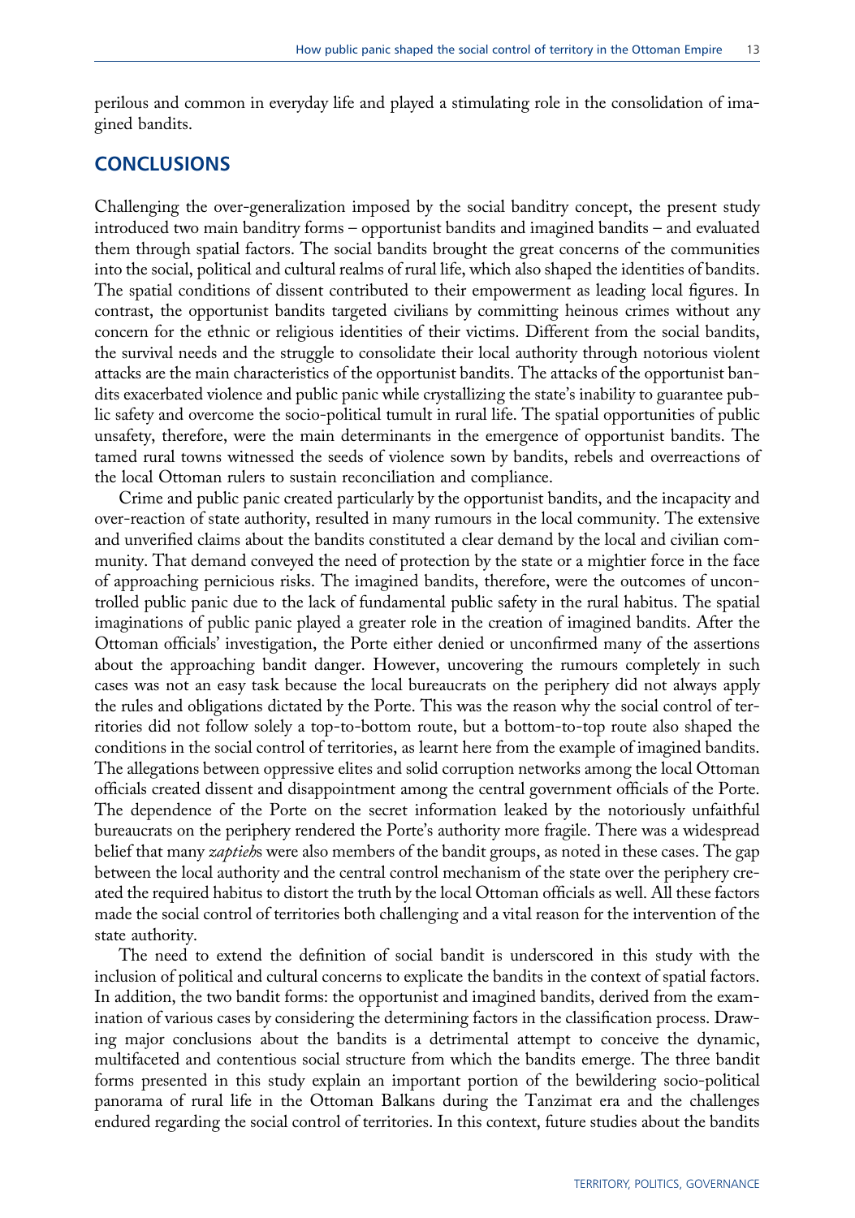perilous and common in everyday life and played a stimulating role in the consolidation of imagined bandits.

## CONCLUSIONS

Challenging the over-generalization imposed by the social banditry concept, the present study introduced two main banditry forms – opportunist bandits and imagined bandits – and evaluated them through spatial factors. The social bandits brought the great concerns of the communities into the social, political and cultural realms of rural life, which also shaped the identities of bandits. The spatial conditions of dissent contributed to their empowerment as leading local figures. In contrast, the opportunist bandits targeted civilians by committing heinous crimes without any concern for the ethnic or religious identities of their victims. Different from the social bandits, the survival needs and the struggle to consolidate their local authority through notorious violent attacks are the main characteristics of the opportunist bandits. The attacks of the opportunist bandits exacerbated violence and public panic while crystallizing the state's inability to guarantee public safety and overcome the socio-political tumult in rural life. The spatial opportunities of public unsafety, therefore, were the main determinants in the emergence of opportunist bandits. The tamed rural towns witnessed the seeds of violence sown by bandits, rebels and overreactions of the local Ottoman rulers to sustain reconciliation and compliance.

Crime and public panic created particularly by the opportunist bandits, and the incapacity and over-reaction of state authority, resulted in many rumours in the local community. The extensive and unverified claims about the bandits constituted a clear demand by the local and civilian community. That demand conveyed the need of protection by the state or a mightier force in the face of approaching pernicious risks. The imagined bandits, therefore, were the outcomes of uncontrolled public panic due to the lack of fundamental public safety in the rural habitus. The spatial imaginations of public panic played a greater role in the creation of imagined bandits. After the Ottoman officials' investigation, the Porte either denied or unconfirmed many of the assertions about the approaching bandit danger. However, uncovering the rumours completely in such cases was not an easy task because the local bureaucrats on the periphery did not always apply the rules and obligations dictated by the Porte. This was the reason why the social control of territories did not follow solely a top-to-bottom route, but a bottom-to-top route also shaped the conditions in the social control of territories, as learnt here from the example of imagined bandits. The allegations between oppressive elites and solid corruption networks among the local Ottoman officials created dissent and disappointment among the central government officials of the Porte. The dependence of the Porte on the secret information leaked by the notoriously unfaithful bureaucrats on the periphery rendered the Porte's authority more fragile. There was a widespread belief that many *zaptieh*s were also members of the bandit groups, as noted in these cases. The gap between the local authority and the central control mechanism of the state over the periphery created the required habitus to distort the truth by the local Ottoman officials as well. All these factors made the social control of territories both challenging and a vital reason for the intervention of the state authority.

The need to extend the definition of social bandit is underscored in this study with the inclusion of political and cultural concerns to explicate the bandits in the context of spatial factors. In addition, the two bandit forms: the opportunist and imagined bandits, derived from the examination of various cases by considering the determining factors in the classification process. Drawing major conclusions about the bandits is a detrimental attempt to conceive the dynamic, multifaceted and contentious social structure from which the bandits emerge. The three bandit forms presented in this study explain an important portion of the bewildering socio-political panorama of rural life in the Ottoman Balkans during the Tanzimat era and the challenges endured regarding the social control of territories. In this context, future studies about the bandits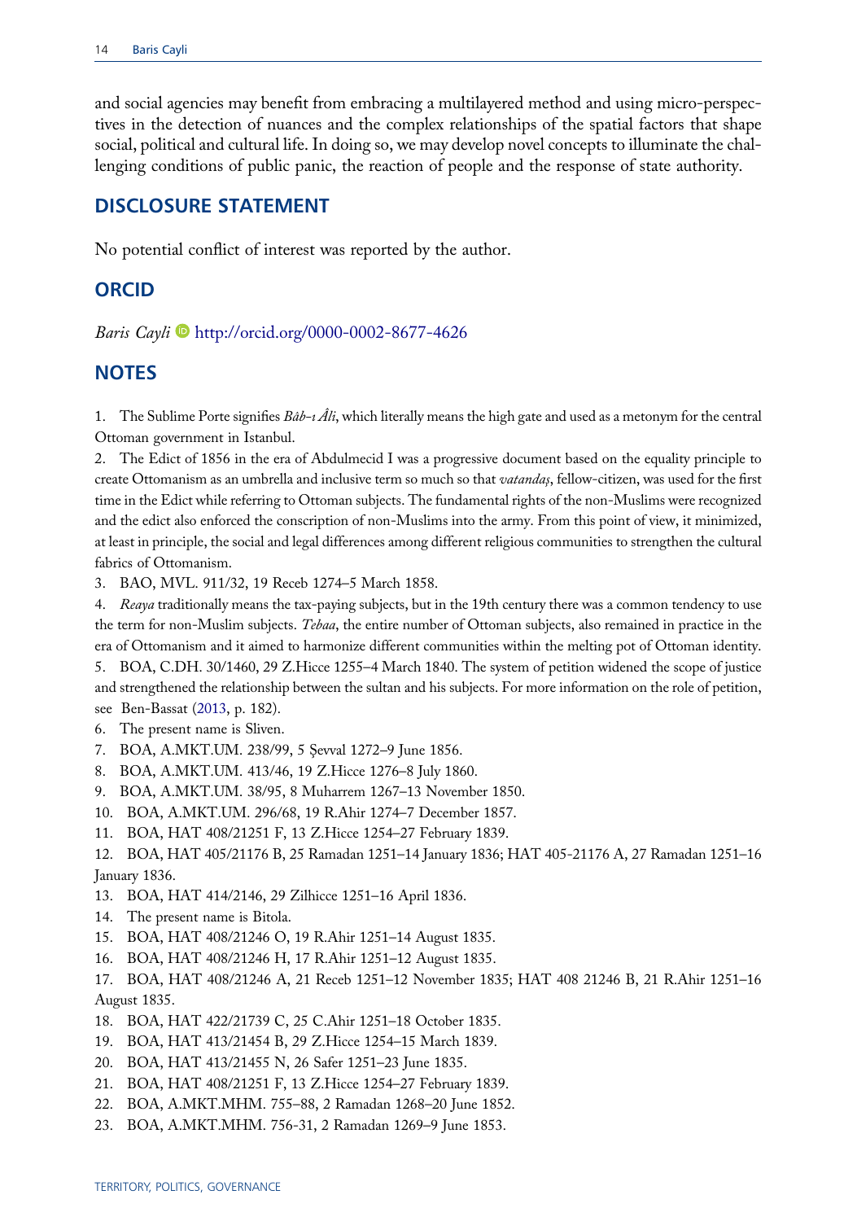and social agencies may benefit from embracing a multilayered method and using micro-perspectives in the detection of nuances and the complex relationships of the spatial factors that shape social, political and cultural life. In doing so, we may develop novel concepts to illuminate the challenging conditions of public panic, the reaction of people and the response of state authority.

## DISCLOSURE STATEMENT

No potential conflict of interest was reported by the author.

## ORCID

*Baris Cayli* http://orcid.org/0000-0002-8677-4626

## NOTES

1. The Sublime Porte signifies *Bâb-ı Âli*, which literally means the high gate and used as a metonym for the central Ottoman government in Istanbul.
2. The Edict of 1856 in the era of Abdulmecid I was a progressive document based on the equality principle to create Ottomanism as an umbrella and inclusive term so much so that *vatandaş*, fellow-citizen, was used for the first time in the Edict while referring to Ottoman subjects. The fundamental rights of the non-Muslims were recognized and the edict also enforced the conscription of non-Muslims into the army. From this point of view, it minimized, at least in principle, the social and legal differences among different religious communities to strengthen the cultural fabrics of Ottomanism.
3. BAO, MVL. 911/32, 19 Receb 1274–5 March 1858.
4. *Reaya* traditionally means the tax-paying subjects, but in the 19th century there was a common tendency to use the term for non-Muslim subjects. *Tebaa*, the entire number of Ottoman subjects, also remained in practice in the era of Ottomanism and it aimed to harmonize different communities within the melting pot of Ottoman identity.
5. BOA, C.DH. 30/1460, 29 Z.Hicce 1255–4 March 1840. The system of petition widened the scope of justice and strengthened the relationship between the sultan and his subjects. For more information on the role of petition, see Ben-Bassat (2013, p. 182).
6. The present name is Sliven.
7. BOA, A.MKT.UM. 238/99, 5 Şevval 1272–9 June 1856.
8. BOA, A.MKT.UM. 413/46, 19 Z.Hicce 1276–8 July 1860.
9. BOA, A.MKT.UM. 38/95, 8 Muharrem 1267–13 November 1850.
10. BOA, A.MKT.UM. 296/68, 19 R.Ahir 1274–7 December 1857.
11. BOA, HAT 408/21251 F, 13 Z.Hicce 1254–27 February 1839.
12. BOA, HAT 405/21176 B, 25 Ramadan 1251–14 January 1836; HAT 405-21176 A, 27 Ramadan 1251–16 January 1836.
13. BOA, HAT 414/2146, 29 Zilhicce 1251–16 April 1836.
14. The present name is Bitola.
15. BOA, HAT 408/21246 O, 19 R.Ahir 1251–14 August 1835.
16. BOA, HAT 408/21246 H, 17 R.Ahir 1251–12 August 1835.
17. BOA, HAT 408/21246 A, 21 Receb 1251–12 November 1835; HAT 408 21246 B, 21 R.Ahir 1251–16 August 1835.
18. BOA, HAT 422/21739 C, 25 C.Ahir 1251–18 October 1835.
19. BOA, HAT 413/21454 B, 29 Z.Hicce 1254–15 March 1839.
20. BOA, HAT 413/21455 N, 26 Safer 1251–23 June 1835.
21. BOA, HAT 408/21251 F, 13 Z.Hicce 1254–27 February 1839.
22. BOA, A.MKT.MHM. 755–88, 2 Ramadan 1268–20 June 1852.
23. BOA, A.MKT.MHM. 756-31, 2 Ramadan 1269–9 June 1853.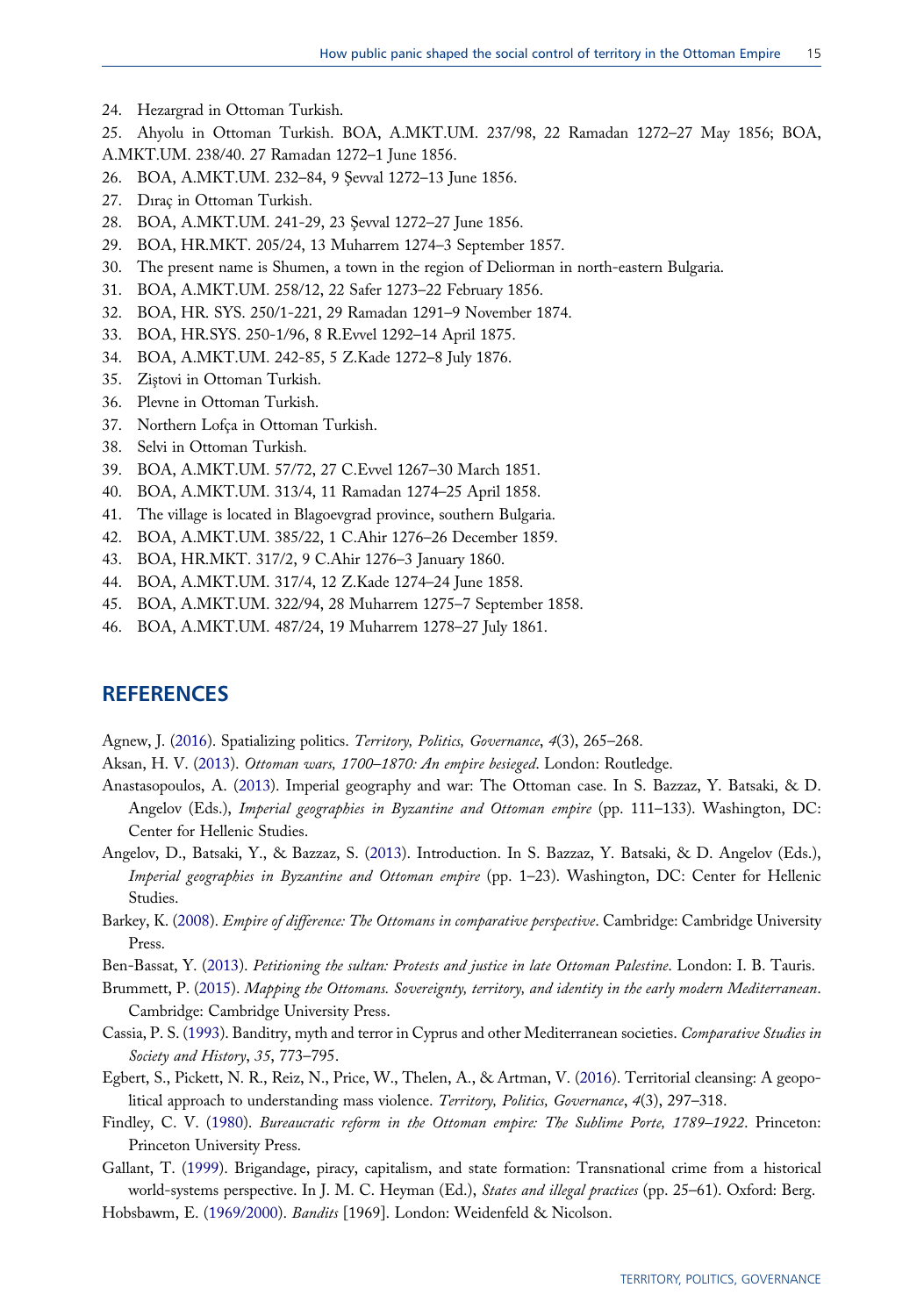24. Hezargrad in Ottoman Turkish.
25. Ahyolu in Ottoman Turkish. BOA, A.MKT.UM. 237/98, 22 Ramadan 1272–27 May 1856; BOA, A.MKT.UM. 238/40. 27 Ramadan 1272–1 June 1856.
26. BOA, A.MKT.UM. 232–84, 9 Şevval 1272–13 June 1856.
27. Dıraç in Ottoman Turkish.
28. BOA, A.MKT.UM. 241-29, 23 Şevval 1272–27 June 1856.
29. BOA, HR.MKT. 205/24, 13 Muharrem 1274–3 September 1857.
30. The present name is Shumen, a town in the region of Deliorman in north-eastern Bulgaria.
31. BOA, A.MKT.UM. 258/12, 22 Safer 1273–22 February 1856.
32. BOA, HR. SYS. 250/1-221, 29 Ramadan 1291–9 November 1874.
33. BOA, HR.SYS. 250-1/96, 8 R.Evvel 1292–14 April 1875.
34. BOA, A.MKT.UM. 242-85, 5 Z.Kade 1272–8 July 1876.
35. Ziştovi in Ottoman Turkish.
36. Plevne in Ottoman Turkish.
37. Northern Lofça in Ottoman Turkish.
38. Selvi in Ottoman Turkish.
39. BOA, A.MKT.UM. 57/72, 27 C.Evvel 1267–30 March 1851.
40. BOA, A.MKT.UM. 313/4, 11 Ramadan 1274–25 April 1858.
41. The village is located in Blagoevgrad province, southern Bulgaria.
42. BOA, A.MKT.UM. 385/22, 1 C.Ahir 1276–26 December 1859.
43. BOA, HR.MKT. 317/2, 9 C.Ahir 1276–3 January 1860.
44. BOA, A.MKT.UM. 317/4, 12 Z.Kade 1274–24 June 1858.
45. BOA, A.MKT.UM. 322/94, 28 Muharrem 1275–7 September 1858.
46. BOA, A.MKT.UM. 487/24, 19 Muharrem 1278–27 July 1861.

## REFERENCES

Agnew, J. (2016). Spatializing politics. *Territory, Politics, Governance*, *4*(3), 265–268.

Aksan, H. V. (2013). *Ottoman wars, 1700–1870: An empire besieged*. London: Routledge.

Anastasopoulos, A. (2013). Imperial geography and war: The Ottoman case. In S. Bazzaz, Y. Batsaki, & D. Angelov (Eds.), *Imperial geographies in Byzantine and Ottoman empire* (pp. 111–133). Washington, DC: Center for Hellenic Studies.

Angelov, D., Batsaki, Y., & Bazzaz, S. (2013). Introduction. In S. Bazzaz, Y. Batsaki, & D. Angelov (Eds.), *Imperial geographies in Byzantine and Ottoman empire* (pp. 1–23). Washington, DC: Center for Hellenic Studies.

Barkey, K. (2008). *Empire of difference: The Ottomans in comparative perspective*. Cambridge: Cambridge University Press.

Ben-Bassat, Y. (2013). *Petitioning the sultan: Protests and justice in late Ottoman Palestine*. London: I. B. Tauris.

Brummett, P. (2015). *Mapping the Ottomans. Sovereignty, territory, and identity in the early modern Mediterranean*. Cambridge: Cambridge University Press.

Cassia, P. S. (1993). Banditry, myth and terror in Cyprus and other Mediterranean societies. *Comparative Studies in Society and History*, *35*, 773–795.

Egbert, S., Pickett, N. R., Reiz, N., Price, W., Thelen, A., & Artman, V. (2016). Territorial cleansing: A geopolitical approach to understanding mass violence. *Territory, Politics, Governance*, *4*(3), 297–318.

Findley, C. V. (1980). *Bureaucratic reform in the Ottoman empire: The Sublime Porte, 1789–1922*. Princeton: Princeton University Press.

Gallant, T. (1999). Brigandage, piracy, capitalism, and state formation: Transnational crime from a historical world-systems perspective. In J. M. C. Heyman (Ed.), *States and illegal practices* (pp. 25–61). Oxford: Berg.

Hobsbawm, E. (1969/2000). *Bandits* [1969]. London: Weidenfeld & Nicolson.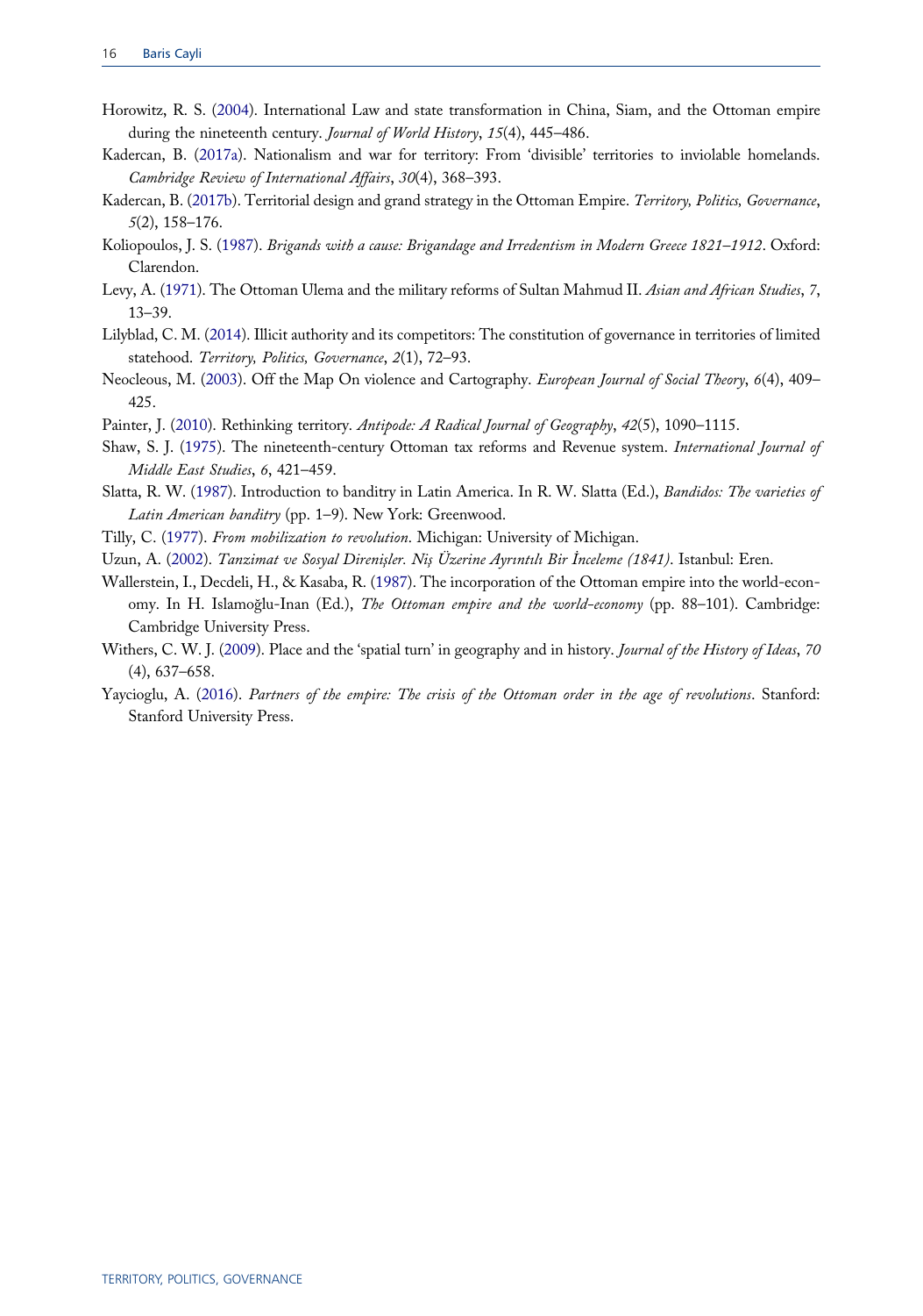Horowitz, R. S. (2004). International Law and state transformation in China, Siam, and the Ottoman empire during the nineteenth century. *Journal of World History*, *15*(4), 445–486.

Kadercan, B. (2017a). Nationalism and war for territory: From 'divisible' territories to inviolable homelands. *Cambridge Review of International Affairs*, *30*(4), 368–393.

Kadercan, B. (2017b). Territorial design and grand strategy in the Ottoman Empire. *Territory, Politics, Governance*, *5*(2), 158–176.

Koliopoulos, J. S. (1987). *Brigands with a cause: Brigandage and Irredentism in Modern Greece 1821–1912*. Oxford: Clarendon.

Levy, A. (1971). The Ottoman Ulema and the military reforms of Sultan Mahmud II. *Asian and African Studies*, *7*, 13–39.

Lilyblad, C. M. (2014). Illicit authority and its competitors: The constitution of governance in territories of limited statehood. *Territory, Politics, Governance*, *2*(1), 72–93.

Neocleous, M. (2003). Off the Map On violence and Cartography. *European Journal of Social Theory*, *6*(4), 409–425.

Painter, J. (2010). Rethinking territory. *Antipode: A Radical Journal of Geography*, *42*(5), 1090–1115.

Shaw, S. J. (1975). The nineteenth-century Ottoman tax reforms and Revenue system. *International Journal of Middle East Studies*, *6*, 421–459.

Slatta, R. W. (1987). Introduction to banditry in Latin America. In R. W. Slatta (Ed.), *Bandidos: The varieties of Latin American banditry* (pp. 1–9). New York: Greenwood.

Tilly, C. (1977). *From mobilization to revolution*. Michigan: University of Michigan.

Uzun, A. (2002). *Tanzimat ve Sosyal Direnişler. Niş Üzerine Ayrıntılı Bir İnceleme (1841)*. Istanbul: Eren.

Wallerstein, I., Decdeli, H., & Kasaba, R. (1987). The incorporation of the Ottoman empire into the world-economy. In H. Islamoğlu-Inan (Ed.), *The Ottoman empire and the world-economy* (pp. 88–101). Cambridge: Cambridge University Press.

Withers, C. W. J. (2009). Place and the 'spatial turn' in geography and in history. *Journal of the History of Ideas*, *70* (4), 637–658.

Yaycioglu, A. (2016). *Partners of the empire: The crisis of the Ottoman order in the age of revolutions*. Stanford: Stanford University Press.